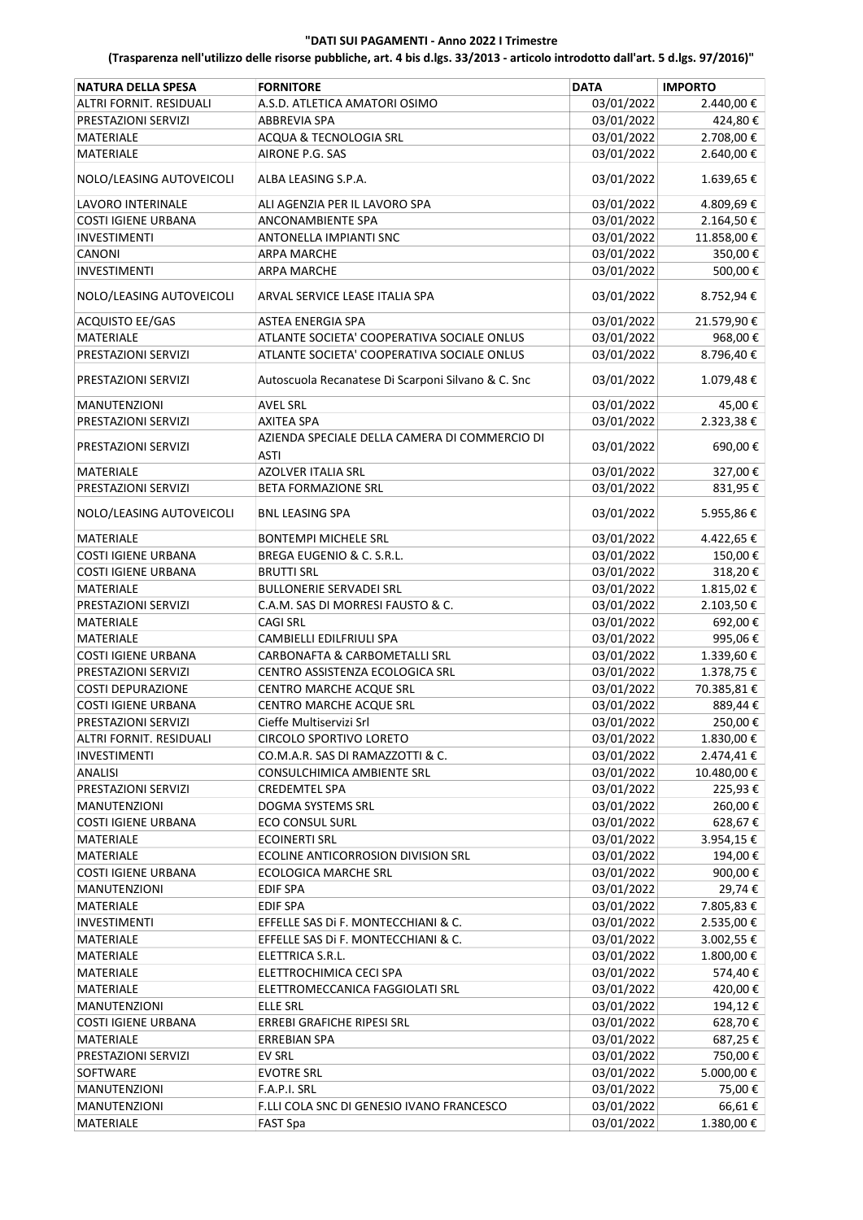**"DATI SUI PAGAMENTI - Anno 2022 I Trimestre**

**(Trasparenza nell'utilizzo delle risorse pubbliche, art. 4 bis d.lgs. 33/2013 - articolo introdotto dall'art. 5 d.lgs. 97/2016)"**

| NATURA DELLA SPESA | FORNITORE | DATA | IMPORTO |
|---|---|---|---|
| ALTRI FORNIT. RESIDUALI | A.S.D. ATLETICA AMATORI OSIMO | 03/01/2022 | 2.440,00 € |
| PRESTAZIONI SERVIZI | ABBREVIA SPA | 03/01/2022 | 424,80 € |
| MATERIALE | ACQUA & TECNOLOGIA SRL | 03/01/2022 | 2.708,00 € |
| MATERIALE | AIRONE P.G. SAS | 03/01/2022 | 2.640,00 € |
| NOLO/LEASING AUTOVEICOLI | ALBA LEASING S.P.A. | 03/01/2022 | 1.639,65 € |
| LAVORO INTERINALE | ALI AGENZIA PER IL LAVORO SPA | 03/01/2022 | 4.809,69 € |
| COSTI IGIENE URBANA | ANCONAMBIENTE SPA | 03/01/2022 | 2.164,50 € |
| INVESTIMENTI | ANTONELLA IMPIANTI SNC | 03/01/2022 | 11.858,00 € |
| CANONI | ARPA MARCHE | 03/01/2022 | 350,00 € |
| INVESTIMENTI | ARPA MARCHE | 03/01/2022 | 500,00 € |
| NOLO/LEASING AUTOVEICOLI | ARVAL SERVICE LEASE ITALIA SPA | 03/01/2022 | 8.752,94 € |
| ACQUISTO EE/GAS | ASTEA ENERGIA SPA | 03/01/2022 | 21.579,90 € |
| MATERIALE | ATLANTE SOCIETA' COOPERATIVA SOCIALE ONLUS | 03/01/2022 | 968,00 € |
| PRESTAZIONI SERVIZI | ATLANTE SOCIETA' COOPERATIVA SOCIALE ONLUS | 03/01/2022 | 8.796,40 € |
| PRESTAZIONI SERVIZI | Autoscuola Recanatese Di Scarponi Silvano & C. Snc | 03/01/2022 | 1.079,48 € |
| MANUTENZIONI | AVEL SRL | 03/01/2022 | 45,00 € |
| PRESTAZIONI SERVIZI | AXITEA SPA | 03/01/2022 | 2.323,38 € |
| PRESTAZIONI SERVIZI | AZIENDA SPECIALE DELLA CAMERA DI COMMERCIO DI ASTI | 03/01/2022 | 690,00 € |
| MATERIALE | AZOLVER ITALIA SRL | 03/01/2022 | 327,00 € |
| PRESTAZIONI SERVIZI | BETA FORMAZIONE SRL | 03/01/2022 | 831,95 € |
| NOLO/LEASING AUTOVEICOLI | BNL LEASING SPA | 03/01/2022 | 5.955,86 € |
| MATERIALE | BONTEMPI MICHELE SRL | 03/01/2022 | 4.422,65 € |
| COSTI IGIENE URBANA | BREGA EUGENIO & C. S.R.L. | 03/01/2022 | 150,00 € |
| COSTI IGIENE URBANA | BRUTTI SRL | 03/01/2022 | 318,20 € |
| MATERIALE | BULLONERIE SERVADEI SRL | 03/01/2022 | 1.815,02 € |
| PRESTAZIONI SERVIZI | C.A.M. SAS DI MORRESI FAUSTO & C. | 03/01/2022 | 2.103,50 € |
| MATERIALE | CAGI SRL | 03/01/2022 | 692,00 € |
| MATERIALE | CAMBIELLI EDILFRIULI SPA | 03/01/2022 | 995,06 € |
| COSTI IGIENE URBANA | CARBONAFTA & CARBOMETALLI SRL | 03/01/2022 | 1.339,60 € |
| PRESTAZIONI SERVIZI | CENTRO ASSISTENZA ECOLOGICA SRL | 03/01/2022 | 1.378,75 € |
| COSTI DEPURAZIONE | CENTRO MARCHE ACQUE SRL | 03/01/2022 | 70.385,81 € |
| COSTI IGIENE URBANA | CENTRO MARCHE ACQUE SRL | 03/01/2022 | 889,44 € |
| PRESTAZIONI SERVIZI | Cieffe Multiservizi Srl | 03/01/2022 | 250,00 € |
| ALTRI FORNIT. RESIDUALI | CIRCOLO SPORTIVO LORETO | 03/01/2022 | 1.830,00 € |
| INVESTIMENTI | CO.M.A.R. SAS DI RAMAZZOTTI & C. | 03/01/2022 | 2.474,41 € |
| ANALISI | CONSULCHIMICA AMBIENTE SRL | 03/01/2022 | 10.480,00 € |
| PRESTAZIONI SERVIZI | CREDEMTEL SPA | 03/01/2022 | 225,93 € |
| MANUTENZIONI | DOGMA SYSTEMS SRL | 03/01/2022 | 260,00 € |
| COSTI IGIENE URBANA | ECO CONSUL SURL | 03/01/2022 | 628,67 € |
| MATERIALE | ECOINERTI SRL | 03/01/2022 | 3.954,15 € |
| MATERIALE | ECOLINE ANTICORROSION DIVISION SRL | 03/01/2022 | 194,00 € |
| COSTI IGIENE URBANA | ECOLOGICA MARCHE SRL | 03/01/2022 | 900,00 € |
| MANUTENZIONI | EDIF SPA | 03/01/2022 | 29,74 € |
| MATERIALE | EDIF SPA | 03/01/2022 | 7.805,83 € |
| INVESTIMENTI | EFFELLE SAS Di F. MONTECCHIANI & C. | 03/01/2022 | 2.535,00 € |
| MATERIALE | EFFELLE SAS Di F. MONTECCHIANI & C. | 03/01/2022 | 3.002,55 € |
| MATERIALE | ELETTRICA S.R.L. | 03/01/2022 | 1.800,00 € |
| MATERIALE | ELETTROCHIMICA CECI SPA | 03/01/2022 | 574,40 € |
| MATERIALE | ELETTROMECCANICA FAGGIOLATI SRL | 03/01/2022 | 420,00 € |
| MANUTENZIONI | ELLE SRL | 03/01/2022 | 194,12 € |
| COSTI IGIENE URBANA | ERREBI GRAFICHE RIPESI SRL | 03/01/2022 | 628,70 € |
| MATERIALE | ERREBIAN SPA | 03/01/2022 | 687,25 € |
| PRESTAZIONI SERVIZI | EV SRL | 03/01/2022 | 750,00 € |
| SOFTWARE | EVOTRE SRL | 03/01/2022 | 5.000,00 € |
| MANUTENZIONI | F.A.P.I. SRL | 03/01/2022 | 75,00 € |
| MANUTENZIONI | F.LLI COLA SNC DI GENESIO IVANO FRANCESCO | 03/01/2022 | 66,61 € |
| MATERIALE | FAST Spa | 03/01/2022 | 1.380,00 € |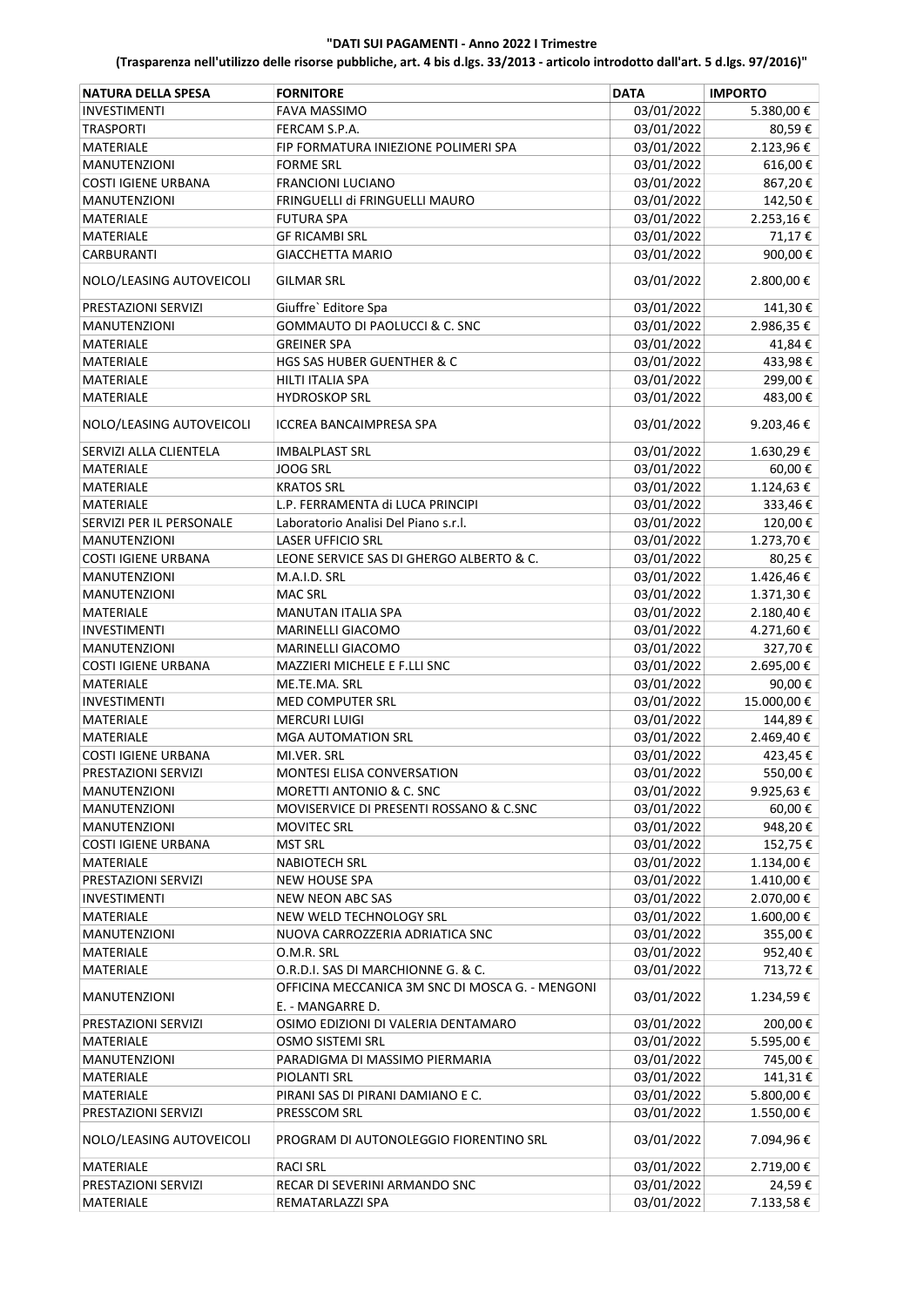**"DATI SUI PAGAMENTI - Anno 2022 I Trimestre**

**(Trasparenza nell'utilizzo delle risorse pubbliche, art. 4 bis d.lgs. 33/2013 - articolo introdotto dall'art. 5 d.lgs. 97/2016)"**

| NATURA DELLA SPESA | FORNITORE | DATA | IMPORTO |
|---|---|---|---|
| INVESTIMENTI | FAVA MASSIMO | 03/01/2022 | 5.380,00 € |
| TRASPORTI | FERCAM S.P.A. | 03/01/2022 | 80,59 € |
| MATERIALE | FIP FORMATURA INIEZIONE POLIMERI SPA | 03/01/2022 | 2.123,96 € |
| MANUTENZIONI | FORME SRL | 03/01/2022 | 616,00 € |
| COSTI IGIENE URBANA | FRANCIONI LUCIANO | 03/01/2022 | 867,20 € |
| MANUTENZIONI | FRINGUELLI di FRINGUELLI MAURO | 03/01/2022 | 142,50 € |
| MATERIALE | FUTURA SPA | 03/01/2022 | 2.253,16 € |
| MATERIALE | GF RICAMBI SRL | 03/01/2022 | 71,17 € |
| CARBURANTI | GIACCHETTA MARIO | 03/01/2022 | 900,00 € |
| NOLO/LEASING AUTOVEICOLI | GILMAR SRL | 03/01/2022 | 2.800,00 € |
| PRESTAZIONI SERVIZI | Giuffre` Editore Spa | 03/01/2022 | 141,30 € |
| MANUTENZIONI | GOMMAUTO DI PAOLUCCI & C. SNC | 03/01/2022 | 2.986,35 € |
| MATERIALE | GREINER SPA | 03/01/2022 | 41,84 € |
| MATERIALE | HGS SAS HUBER GUENTHER & C | 03/01/2022 | 433,98 € |
| MATERIALE | HILTI ITALIA SPA | 03/01/2022 | 299,00 € |
| MATERIALE | HYDROSKOP SRL | 03/01/2022 | 483,00 € |
| NOLO/LEASING AUTOVEICOLI | ICCREA BANCAIMPRESA SPA | 03/01/2022 | 9.203,46 € |
| SERVIZI ALLA CLIENTELA | IMBALPLAST SRL | 03/01/2022 | 1.630,29 € |
| MATERIALE | JOOG SRL | 03/01/2022 | 60,00 € |
| MATERIALE | KRATOS SRL | 03/01/2022 | 1.124,63 € |
| MATERIALE | L.P. FERRAMENTA di LUCA PRINCIPI | 03/01/2022 | 333,46 € |
| SERVIZI PER IL PERSONALE | Laboratorio Analisi Del Piano s.r.l. | 03/01/2022 | 120,00 € |
| MANUTENZIONI | LASER UFFICIO SRL | 03/01/2022 | 1.273,70 € |
| COSTI IGIENE URBANA | LEONE SERVICE SAS DI GHERGO ALBERTO & C. | 03/01/2022 | 80,25 € |
| MANUTENZIONI | M.A.I.D. SRL | 03/01/2022 | 1.426,46 € |
| MANUTENZIONI | MAC SRL | 03/01/2022 | 1.371,30 € |
| MATERIALE | MANUTAN ITALIA SPA | 03/01/2022 | 2.180,40 € |
| INVESTIMENTI | MARINELLI GIACOMO | 03/01/2022 | 4.271,60 € |
| MANUTENZIONI | MARINELLI GIACOMO | 03/01/2022 | 327,70 € |
| COSTI IGIENE URBANA | MAZZIERI MICHELE E F.LLI SNC | 03/01/2022 | 2.695,00 € |
| MATERIALE | ME.TE.MA. SRL | 03/01/2022 | 90,00 € |
| INVESTIMENTI | MED COMPUTER SRL | 03/01/2022 | 15.000,00 € |
| MATERIALE | MERCURI LUIGI | 03/01/2022 | 144,89 € |
| MATERIALE | MGA AUTOMATION SRL | 03/01/2022 | 2.469,40 € |
| COSTI IGIENE URBANA | MI.VER. SRL | 03/01/2022 | 423,45 € |
| PRESTAZIONI SERVIZI | MONTESI ELISA CONVERSATION | 03/01/2022 | 550,00 € |
| MANUTENZIONI | MORETTI ANTONIO & C. SNC | 03/01/2022 | 9.925,63 € |
| MANUTENZIONI | MOVISERVICE DI PRESENTI ROSSANO & C.SNC | 03/01/2022 | 60,00 € |
| MANUTENZIONI | MOVITEC SRL | 03/01/2022 | 948,20 € |
| COSTI IGIENE URBANA | MST SRL | 03/01/2022 | 152,75 € |
| MATERIALE | NABIOTECH SRL | 03/01/2022 | 1.134,00 € |
| PRESTAZIONI SERVIZI | NEW HOUSE SPA | 03/01/2022 | 1.410,00 € |
| INVESTIMENTI | NEW NEON ABC SAS | 03/01/2022 | 2.070,00 € |
| MATERIALE | NEW WELD TECHNOLOGY SRL | 03/01/2022 | 1.600,00 € |
| MANUTENZIONI | NUOVA CARROZZERIA ADRIATICA SNC | 03/01/2022 | 355,00 € |
| MATERIALE | O.M.R. SRL | 03/01/2022 | 952,40 € |
| MATERIALE | O.R.D.I. SAS DI MARCHIONNE G. & C. | 03/01/2022 | 713,72 € |
| MANUTENZIONI | OFFICINA MECCANICA 3M SNC DI MOSCA G. - MENGONI E. - MANGARRE D. | 03/01/2022 | 1.234,59 € |
| PRESTAZIONI SERVIZI | OSIMO EDIZIONI DI VALERIA DENTAMARO | 03/01/2022 | 200,00 € |
| MATERIALE | OSMO SISTEMI SRL | 03/01/2022 | 5.595,00 € |
| MANUTENZIONI | PARADIGMA DI MASSIMO PIERMARIA | 03/01/2022 | 745,00 € |
| MATERIALE | PIOLANTI SRL | 03/01/2022 | 141,31 € |
| MATERIALE | PIRANI SAS DI PIRANI DAMIANO E C. | 03/01/2022 | 5.800,00 € |
| PRESTAZIONI SERVIZI | PRESSCOM SRL | 03/01/2022 | 1.550,00 € |
| NOLO/LEASING AUTOVEICOLI | PROGRAM DI AUTONOLEGGIO FIORENTINO SRL | 03/01/2022 | 7.094,96 € |
| MATERIALE | RACI SRL | 03/01/2022 | 2.719,00 € |
| PRESTAZIONI SERVIZI | RECAR DI SEVERINI ARMANDO SNC | 03/01/2022 | 24,59 € |
| MATERIALE | REMATARLAZZI SPA | 03/01/2022 | 7.133,58 € |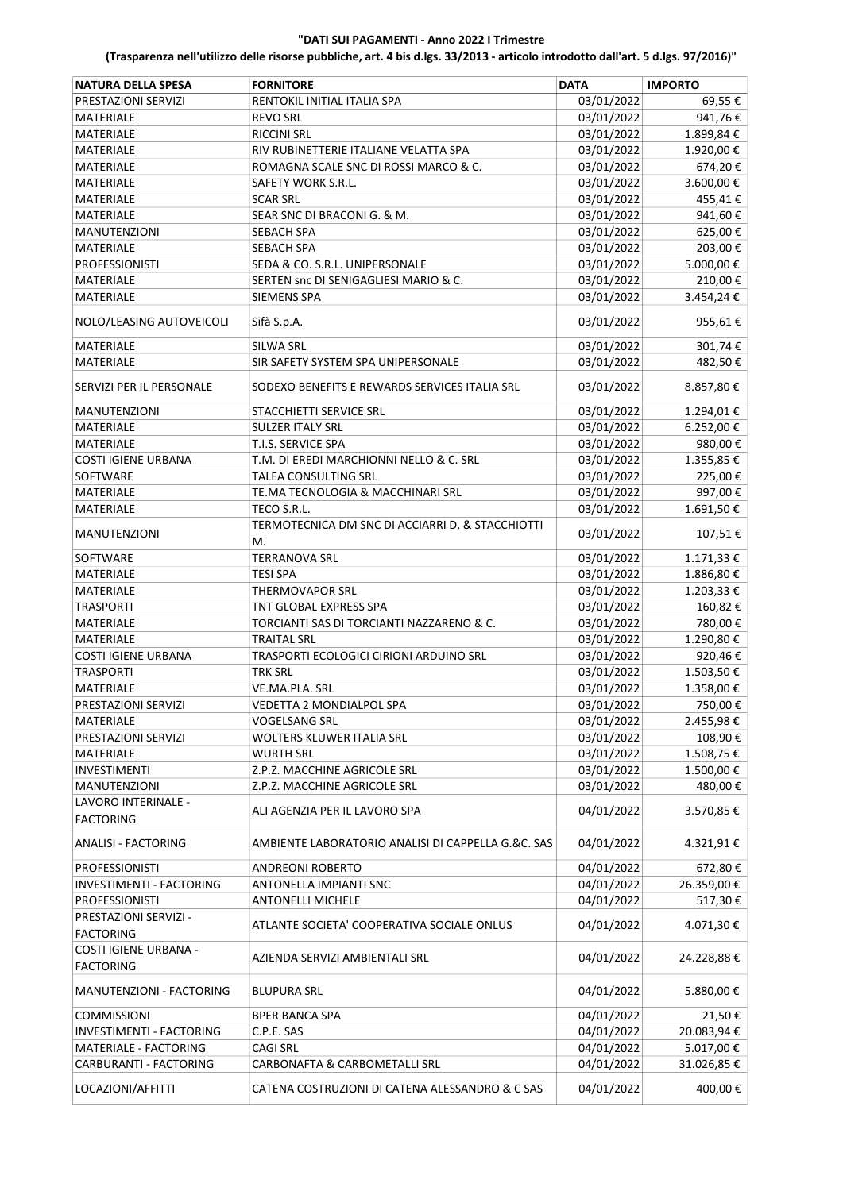**"DATI SUI PAGAMENTI - Anno 2022 I Trimestre**

**(Trasparenza nell'utilizzo delle risorse pubbliche, art. 4 bis d.lgs. 33/2013 - articolo introdotto dall'art. 5 d.lgs. 97/2016)"**

| NATURA DELLA SPESA | FORNITORE | DATA | IMPORTO |
|---|---|---|---|
| PRESTAZIONI SERVIZI | RENTOKIL INITIAL ITALIA SPA | 03/01/2022 | 69,55 € |
| MATERIALE | REVO SRL | 03/01/2022 | 941,76 € |
| MATERIALE | RICCINI SRL | 03/01/2022 | 1.899,84 € |
| MATERIALE | RIV RUBINETTERIE ITALIANE VELATTA SPA | 03/01/2022 | 1.920,00 € |
| MATERIALE | ROMAGNA SCALE SNC DI ROSSI MARCO & C. | 03/01/2022 | 674,20 € |
| MATERIALE | SAFETY WORK S.R.L. | 03/01/2022 | 3.600,00 € |
| MATERIALE | SCAR SRL | 03/01/2022 | 455,41 € |
| MATERIALE | SEAR SNC DI BRACONI G. & M. | 03/01/2022 | 941,60 € |
| MANUTENZIONI | SEBACH SPA | 03/01/2022 | 625,00 € |
| MATERIALE | SEBACH SPA | 03/01/2022 | 203,00 € |
| PROFESSIONISTI | SEDA & CO. S.R.L. UNIPERSONALE | 03/01/2022 | 5.000,00 € |
| MATERIALE | SERTEN snc DI SENIGAGLIESI MARIO & C. | 03/01/2022 | 210,00 € |
| MATERIALE | SIEMENS SPA | 03/01/2022 | 3.454,24 € |
| NOLO/LEASING AUTOVEICOLI | Sifà S.p.A. | 03/01/2022 | 955,61 € |
| MATERIALE | SILWA SRL | 03/01/2022 | 301,74 € |
| MATERIALE | SIR SAFETY SYSTEM SPA UNIPERSONALE | 03/01/2022 | 482,50 € |
| SERVIZI PER IL PERSONALE | SODEXO BENEFITS E REWARDS SERVICES ITALIA SRL | 03/01/2022 | 8.857,80 € |
| MANUTENZIONI | STACCHIETTI SERVICE SRL | 03/01/2022 | 1.294,01 € |
| MATERIALE | SULZER ITALY SRL | 03/01/2022 | 6.252,00 € |
| MATERIALE | T.I.S. SERVICE SPA | 03/01/2022 | 980,00 € |
| COSTI IGIENE URBANA | T.M. DI EREDI MARCHIONNI NELLO & C. SRL | 03/01/2022 | 1.355,85 € |
| SOFTWARE | TALEA CONSULTING SRL | 03/01/2022 | 225,00 € |
| MATERIALE | TE.MA TECNOLOGIA & MACCHINARI SRL | 03/01/2022 | 997,00 € |
| MATERIALE | TECO S.R.L. | 03/01/2022 | 1.691,50 € |
| MANUTENZIONI | TERMOTECNICA DM SNC DI ACCIARRI D. & STACCHIOTTI M. | 03/01/2022 | 107,51 € |
| SOFTWARE | TERRANOVA SRL | 03/01/2022 | 1.171,33 € |
| MATERIALE | TESI SPA | 03/01/2022 | 1.886,80 € |
| MATERIALE | THERMOVAPOR SRL | 03/01/2022 | 1.203,33 € |
| TRASPORTI | TNT GLOBAL EXPRESS SPA | 03/01/2022 | 160,82 € |
| MATERIALE | TORCIANTI SAS DI TORCIANTI NAZZARENO & C. | 03/01/2022 | 780,00 € |
| MATERIALE | TRAITAL SRL | 03/01/2022 | 1.290,80 € |
| COSTI IGIENE URBANA | TRASPORTI ECOLOGICI CIRIONI ARDUINO SRL | 03/01/2022 | 920,46 € |
| TRASPORTI | TRK SRL | 03/01/2022 | 1.503,50 € |
| MATERIALE | VE.MA.PLA. SRL | 03/01/2022 | 1.358,00 € |
| PRESTAZIONI SERVIZI | VEDETTA 2 MONDIALPOL SPA | 03/01/2022 | 750,00 € |
| MATERIALE | VOGELSANG SRL | 03/01/2022 | 2.455,98 € |
| PRESTAZIONI SERVIZI | WOLTERS KLUWER ITALIA SRL | 03/01/2022 | 108,90 € |
| MATERIALE | WURTH SRL | 03/01/2022 | 1.508,75 € |
| INVESTIMENTI | Z.P.Z. MACCHINE AGRICOLE SRL | 03/01/2022 | 1.500,00 € |
| MANUTENZIONI | Z.P.Z. MACCHINE AGRICOLE SRL | 03/01/2022 | 480,00 € |
| LAVORO INTERINALE - FACTORING | ALI AGENZIA PER IL LAVORO SPA | 04/01/2022 | 3.570,85 € |
| ANALISI - FACTORING | AMBIENTE LABORATORIO ANALISI DI CAPPELLA G.&C. SAS | 04/01/2022 | 4.321,91 € |
| PROFESSIONISTI | ANDREONI ROBERTO | 04/01/2022 | 672,80 € |
| INVESTIMENTI - FACTORING | ANTONELLA IMPIANTI SNC | 04/01/2022 | 26.359,00 € |
| PROFESSIONISTI | ANTONELLI MICHELE | 04/01/2022 | 517,30 € |
| PRESTAZIONI SERVIZI - FACTORING | ATLANTE SOCIETA' COOPERATIVA SOCIALE ONLUS | 04/01/2022 | 4.071,30 € |
| COSTI IGIENE URBANA - FACTORING | AZIENDA SERVIZI AMBIENTALI SRL | 04/01/2022 | 24.228,88 € |
| MANUTENZIONI - FACTORING | BLUPURA SRL | 04/01/2022 | 5.880,00 € |
| COMMISSIONI | BPER BANCA SPA | 04/01/2022 | 21,50 € |
| INVESTIMENTI - FACTORING | C.P.E. SAS | 04/01/2022 | 20.083,94 € |
| MATERIALE - FACTORING | CAGI SRL | 04/01/2022 | 5.017,00 € |
| CARBURANTI - FACTORING | CARBONAFTA & CARBOMETALLI SRL | 04/01/2022 | 31.026,85 € |
| LOCAZIONI/AFFITTI | CATENA COSTRUZIONI DI CATENA ALESSANDRO & C SAS | 04/01/2022 | 400,00 € |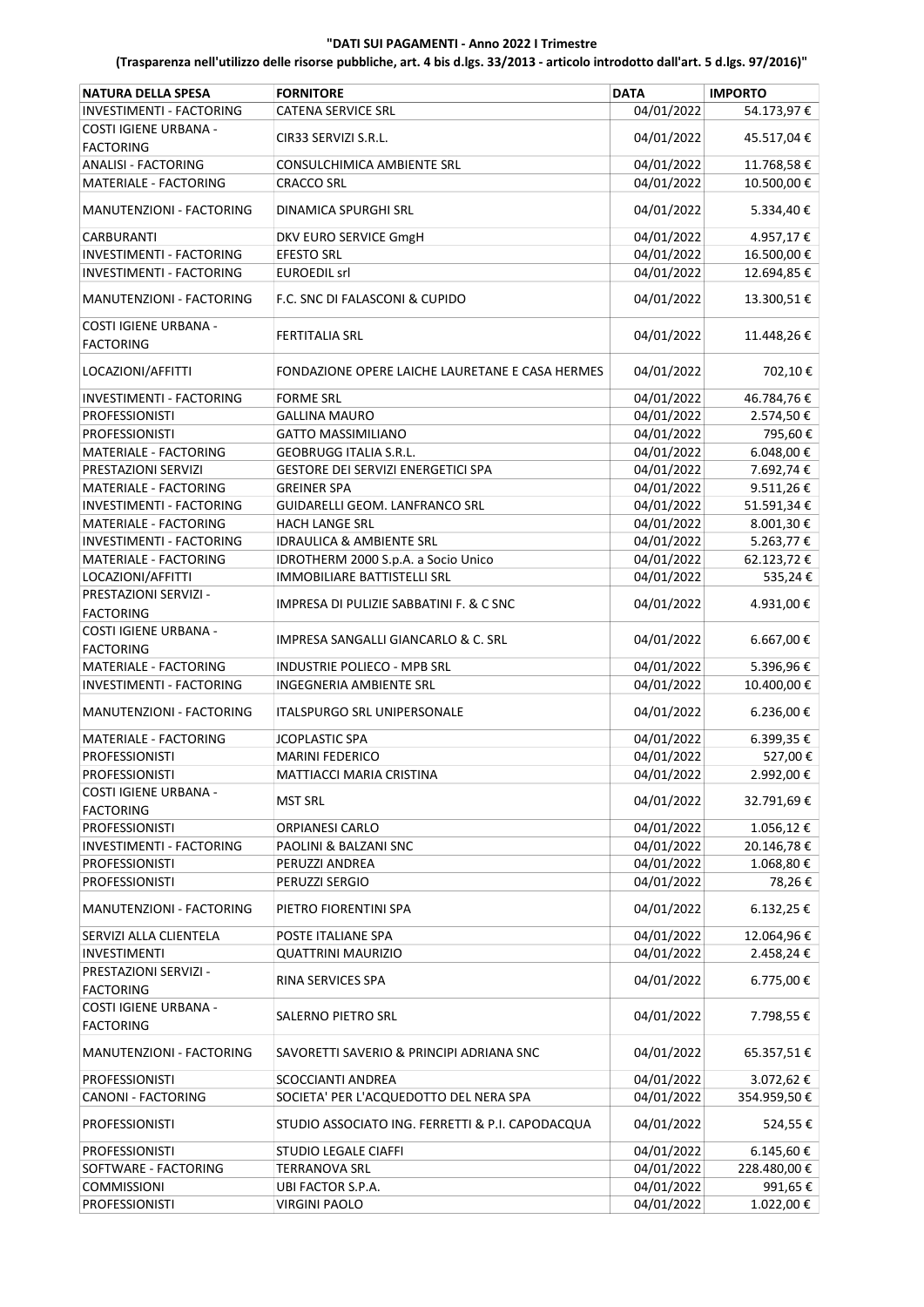**"DATI SUI PAGAMENTI - Anno 2022 I Trimestre**

**(Trasparenza nell'utilizzo delle risorse pubbliche, art. 4 bis d.lgs. 33/2013 - articolo introdotto dall'art. 5 d.lgs. 97/2016)"**

| NATURA DELLA SPESA | FORNITORE | DATA | IMPORTO |
|---|---|---|---|
| INVESTIMENTI - FACTORING | CATENA SERVICE SRL | 04/01/2022 | 54.173,97 € |
| COSTI IGIENE URBANA - FACTORING | CIR33 SERVIZI S.R.L. | 04/01/2022 | 45.517,04 € |
| ANALISI - FACTORING | CONSULCHIMICA AMBIENTE SRL | 04/01/2022 | 11.768,58 € |
| MATERIALE - FACTORING | CRACCO SRL | 04/01/2022 | 10.500,00 € |
| MANUTENZIONI - FACTORING | DINAMICA SPURGHI SRL | 04/01/2022 | 5.334,40 € |
| CARBURANTI | DKV EURO SERVICE GmgH | 04/01/2022 | 4.957,17 € |
| INVESTIMENTI - FACTORING | EFESTO SRL | 04/01/2022 | 16.500,00 € |
| INVESTIMENTI - FACTORING | EUROEDIL srl | 04/01/2022 | 12.694,85 € |
| MANUTENZIONI - FACTORING | F.C. SNC DI FALASCONI & CUPIDO | 04/01/2022 | 13.300,51 € |
| COSTI IGIENE URBANA - FACTORING | FERTITALIA SRL | 04/01/2022 | 11.448,26 € |
| LOCAZIONI/AFFITTI | FONDAZIONE OPERE LAICHE LAURETANE E CASA HERMES | 04/01/2022 | 702,10 € |
| INVESTIMENTI - FACTORING | FORME SRL | 04/01/2022 | 46.784,76 € |
| PROFESSIONISTI | GALLINA MAURO | 04/01/2022 | 2.574,50 € |
| PROFESSIONISTI | GATTO MASSIMILIANO | 04/01/2022 | 795,60 € |
| MATERIALE - FACTORING | GEOBRUGG ITALIA S.R.L. | 04/01/2022 | 6.048,00 € |
| PRESTAZIONI SERVIZI | GESTORE DEI SERVIZI ENERGETICI SPA | 04/01/2022 | 7.692,74 € |
| MATERIALE - FACTORING | GREINER SPA | 04/01/2022 | 9.511,26 € |
| INVESTIMENTI - FACTORING | GUIDARELLI GEOM. LANFRANCO SRL | 04/01/2022 | 51.591,34 € |
| MATERIALE - FACTORING | HACH LANGE SRL | 04/01/2022 | 8.001,30 € |
| INVESTIMENTI - FACTORING | IDRAULICA & AMBIENTE SRL | 04/01/2022 | 5.263,77 € |
| MATERIALE - FACTORING | IDROTHERM 2000 S.p.A. a Socio Unico | 04/01/2022 | 62.123,72 € |
| LOCAZIONI/AFFITTI | IMMOBILIARE BATTISTELLI SRL | 04/01/2022 | 535,24 € |
| PRESTAZIONI SERVIZI - FACTORING | IMPRESA DI PULIZIE SABBATINI F. & C SNC | 04/01/2022 | 4.931,00 € |
| COSTI IGIENE URBANA - FACTORING | IMPRESA SANGALLI GIANCARLO & C. SRL | 04/01/2022 | 6.667,00 € |
| MATERIALE - FACTORING | INDUSTRIE POLIECO - MPB SRL | 04/01/2022 | 5.396,96 € |
| INVESTIMENTI - FACTORING | INGEGNERIA AMBIENTE SRL | 04/01/2022 | 10.400,00 € |
| MANUTENZIONI - FACTORING | ITALSPURGO SRL UNIPERSONALE | 04/01/2022 | 6.236,00 € |
| MATERIALE - FACTORING | JCOPLASTIC SPA | 04/01/2022 | 6.399,35 € |
| PROFESSIONISTI | MARINI FEDERICO | 04/01/2022 | 527,00 € |
| PROFESSIONISTI | MATTIACCI MARIA CRISTINA | 04/01/2022 | 2.992,00 € |
| COSTI IGIENE URBANA - FACTORING | MST SRL | 04/01/2022 | 32.791,69 € |
| PROFESSIONISTI | ORPIANESI CARLO | 04/01/2022 | 1.056,12 € |
| INVESTIMENTI - FACTORING | PAOLINI & BALZANI SNC | 04/01/2022 | 20.146,78 € |
| PROFESSIONISTI | PERUZZI ANDREA | 04/01/2022 | 1.068,80 € |
| PROFESSIONISTI | PERUZZI SERGIO | 04/01/2022 | 78,26 € |
| MANUTENZIONI - FACTORING | PIETRO FIORENTINI SPA | 04/01/2022 | 6.132,25 € |
| SERVIZI ALLA CLIENTELA | POSTE ITALIANE SPA | 04/01/2022 | 12.064,96 € |
| INVESTIMENTI | QUATTRINI MAURIZIO | 04/01/2022 | 2.458,24 € |
| PRESTAZIONI SERVIZI - FACTORING | RINA SERVICES SPA | 04/01/2022 | 6.775,00 € |
| COSTI IGIENE URBANA - FACTORING | SALERNO PIETRO SRL | 04/01/2022 | 7.798,55 € |
| MANUTENZIONI - FACTORING | SAVORETTI SAVERIO & PRINCIPI ADRIANA SNC | 04/01/2022 | 65.357,51 € |
| PROFESSIONISTI | SCOCCIANTI ANDREA | 04/01/2022 | 3.072,62 € |
| CANONI - FACTORING | SOCIETA' PER L'ACQUEDOTTO DEL NERA SPA | 04/01/2022 | 354.959,50 € |
| PROFESSIONISTI | STUDIO ASSOCIATO ING. FERRETTI & P.I. CAPODACQUA | 04/01/2022 | 524,55 € |
| PROFESSIONISTI | STUDIO LEGALE CIAFFI | 04/01/2022 | 6.145,60 € |
| SOFTWARE - FACTORING | TERRANOVA SRL | 04/01/2022 | 228.480,00 € |
| COMMISSIONI | UBI FACTOR S.P.A. | 04/01/2022 | 991,65 € |
| PROFESSIONISTI | VIRGINI PAOLO | 04/01/2022 | 1.022,00 € |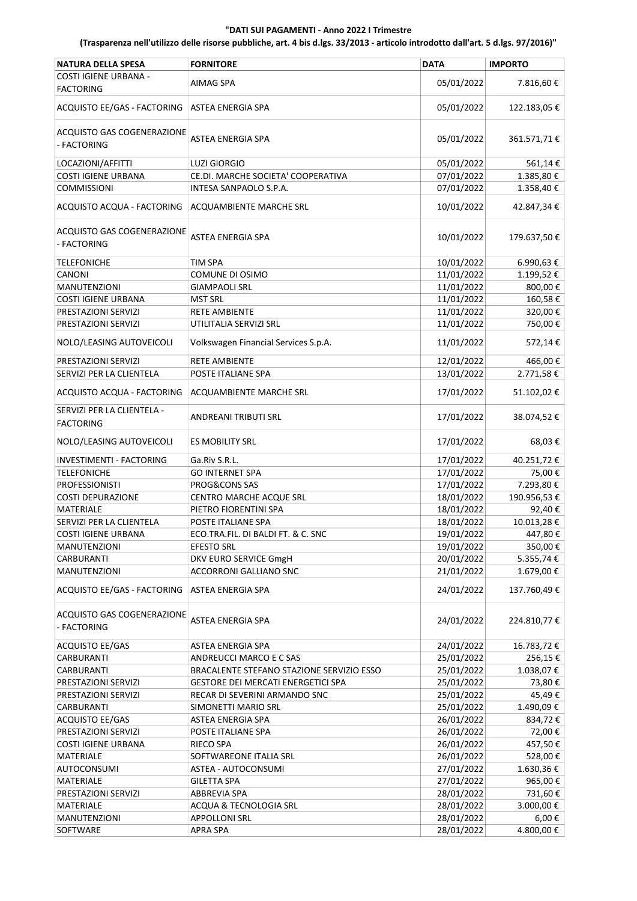**"DATI SUI PAGAMENTI - Anno 2022 I Trimestre**

**(Trasparenza nell'utilizzo delle risorse pubbliche, art. 4 bis d.lgs. 33/2013 - articolo introdotto dall'art. 5 d.lgs. 97/2016)"**

| NATURA DELLA SPESA | FORNITORE | DATA | IMPORTO |
|---|---|---|---|
| COSTI IGIENE URBANA - FACTORING | AIMAG SPA | 05/01/2022 | 7.816,60 € |
| ACQUISTO EE/GAS - FACTORING | ASTEA ENERGIA SPA | 05/01/2022 | 122.183,05 € |
| ACQUISTO GAS COGENERAZIONE - FACTORING | ASTEA ENERGIA SPA | 05/01/2022 | 361.571,71 € |
| LOCAZIONI/AFFITTI | LUZI GIORGIO | 05/01/2022 | 561,14 € |
| COSTI IGIENE URBANA | CE.DI. MARCHE SOCIETA' COOPERATIVA | 07/01/2022 | 1.385,80 € |
| COMMISSIONI | INTESA SANPAOLO S.P.A. | 07/01/2022 | 1.358,40 € |
| ACQUISTO ACQUA - FACTORING | ACQUAMBIENTE MARCHE SRL | 10/01/2022 | 42.847,34 € |
| ACQUISTO GAS COGENERAZIONE - FACTORING | ASTEA ENERGIA SPA | 10/01/2022 | 179.637,50 € |
| TELEFONICHE | TIM SPA | 10/01/2022 | 6.990,63 € |
| CANONI | COMUNE DI OSIMO | 11/01/2022 | 1.199,52 € |
| MANUTENZIONI | GIAMPAOLI SRL | 11/01/2022 | 800,00 € |
| COSTI IGIENE URBANA | MST SRL | 11/01/2022 | 160,58 € |
| PRESTAZIONI SERVIZI | RETE AMBIENTE | 11/01/2022 | 320,00 € |
| PRESTAZIONI SERVIZI | UTILITALIA SERVIZI SRL | 11/01/2022 | 750,00 € |
| NOLO/LEASING AUTOVEICOLI | Volkswagen Financial Services S.p.A. | 11/01/2022 | 572,14 € |
| PRESTAZIONI SERVIZI | RETE AMBIENTE | 12/01/2022 | 466,00 € |
| SERVIZI PER LA CLIENTELA | POSTE ITALIANE SPA | 13/01/2022 | 2.771,58 € |
| ACQUISTO ACQUA - FACTORING | ACQUAMBIENTE MARCHE SRL | 17/01/2022 | 51.102,02 € |
| SERVIZI PER LA CLIENTELA - FACTORING | ANDREANI TRIBUTI SRL | 17/01/2022 | 38.074,52 € |
| NOLO/LEASING AUTOVEICOLI | ES MOBILITY SRL | 17/01/2022 | 68,03 € |
| INVESTIMENTI - FACTORING | Ga.Riv S.R.L. | 17/01/2022 | 40.251,72 € |
| TELEFONICHE | GO INTERNET SPA | 17/01/2022 | 75,00 € |
| PROFESSIONISTI | PROG&CONS SAS | 17/01/2022 | 7.293,80 € |
| COSTI DEPURAZIONE | CENTRO MARCHE ACQUE SRL | 18/01/2022 | 190.956,53 € |
| MATERIALE | PIETRO FIORENTINI SPA | 18/01/2022 | 92,40 € |
| SERVIZI PER LA CLIENTELA | POSTE ITALIANE SPA | 18/01/2022 | 10.013,28 € |
| COSTI IGIENE URBANA | ECO.TRA.FIL. DI BALDI FT. & C. SNC | 19/01/2022 | 447,80 € |
| MANUTENZIONI | EFESTO SRL | 19/01/2022 | 350,00 € |
| CARBURANTI | DKV EURO SERVICE GmgH | 20/01/2022 | 5.355,74 € |
| MANUTENZIONI | ACCORRONI GALLIANO SNC | 21/01/2022 | 1.679,00 € |
| ACQUISTO EE/GAS - FACTORING | ASTEA ENERGIA SPA | 24/01/2022 | 137.760,49 € |
| ACQUISTO GAS COGENERAZIONE - FACTORING | ASTEA ENERGIA SPA | 24/01/2022 | 224.810,77 € |
| ACQUISTO EE/GAS | ASTEA ENERGIA SPA | 24/01/2022 | 16.783,72 € |
| CARBURANTI | ANDREUCCI MARCO E C SAS | 25/01/2022 | 256,15 € |
| CARBURANTI | BRACALENTE STEFANO STAZIONE SERVIZIO ESSO | 25/01/2022 | 1.038,07 € |
| PRESTAZIONI SERVIZI | GESTORE DEI MERCATI ENERGETICI SPA | 25/01/2022 | 73,80 € |
| PRESTAZIONI SERVIZI | RECAR DI SEVERINI ARMANDO SNC | 25/01/2022 | 45,49 € |
| CARBURANTI | SIMONETTI MARIO SRL | 25/01/2022 | 1.490,09 € |
| ACQUISTO EE/GAS | ASTEA ENERGIA SPA | 26/01/2022 | 834,72 € |
| PRESTAZIONI SERVIZI | POSTE ITALIANE SPA | 26/01/2022 | 72,00 € |
| COSTI IGIENE URBANA | RIECO SPA | 26/01/2022 | 457,50 € |
| MATERIALE | SOFTWAREONE ITALIA SRL | 26/01/2022 | 528,00 € |
| AUTOCONSUMI | ASTEA - AUTOCONSUMI | 27/01/2022 | 1.630,36 € |
| MATERIALE | GILETTA SPA | 27/01/2022 | 965,00 € |
| PRESTAZIONI SERVIZI | ABBREVIA SPA | 28/01/2022 | 731,60 € |
| MATERIALE | ACQUA & TECNOLOGIA SRL | 28/01/2022 | 3.000,00 € |
| MANUTENZIONI | APPOLLONI SRL | 28/01/2022 | 6,00 € |
| SOFTWARE | APRA SPA | 28/01/2022 | 4.800,00 € |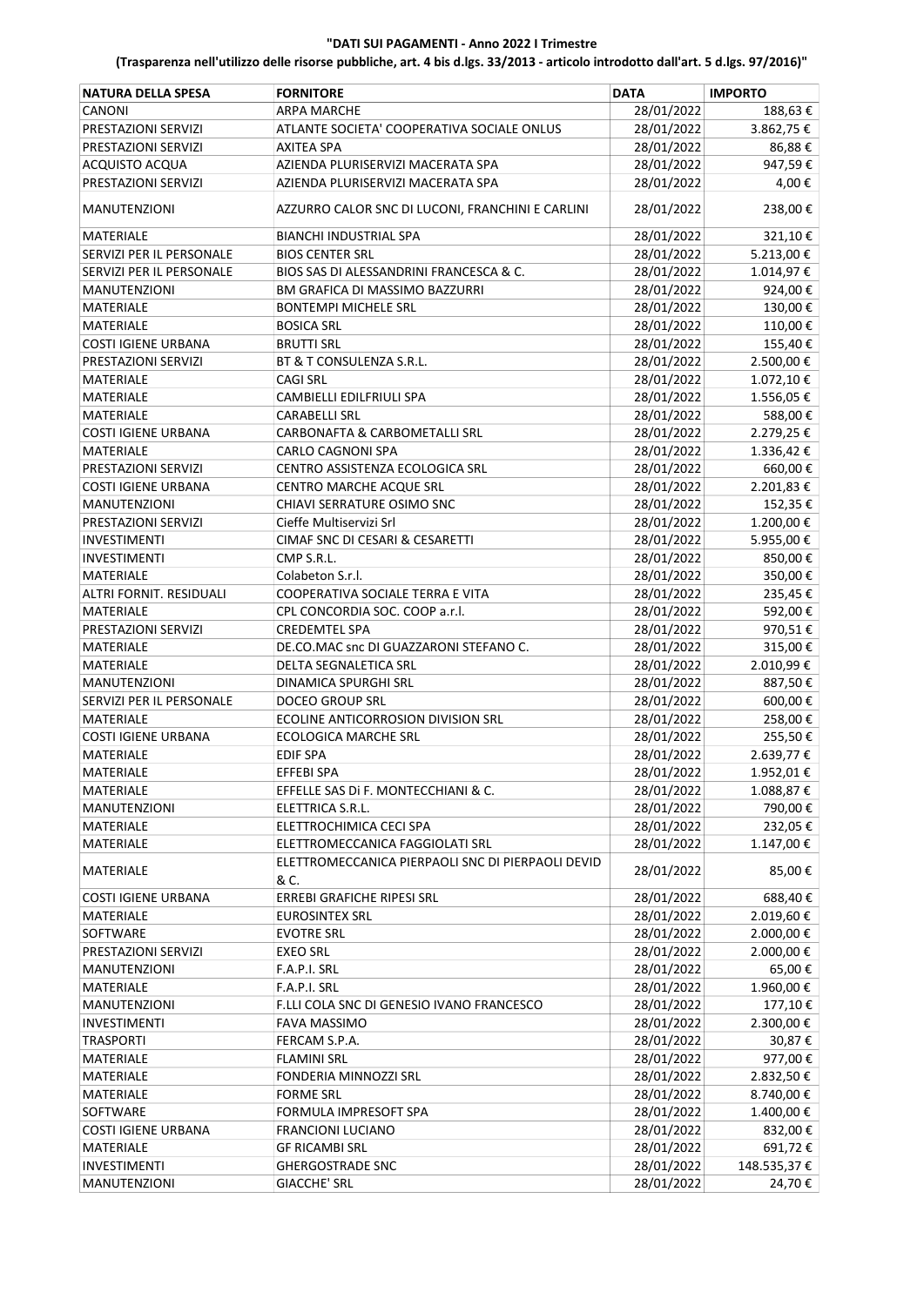**"DATI SUI PAGAMENTI - Anno 2022 I Trimestre**

**(Trasparenza nell'utilizzo delle risorse pubbliche, art. 4 bis d.lgs. 33/2013 - articolo introdotto dall'art. 5 d.lgs. 97/2016)"**

| NATURA DELLA SPESA | FORNITORE | DATA | IMPORTO |
|---|---|---|---|
| CANONI | ARPA MARCHE | 28/01/2022 | 188,63 € |
| PRESTAZIONI SERVIZI | ATLANTE SOCIETA' COOPERATIVA SOCIALE ONLUS | 28/01/2022 | 3.862,75 € |
| PRESTAZIONI SERVIZI | AXITEA SPA | 28/01/2022 | 86,88 € |
| ACQUISTO ACQUA | AZIENDA PLURISERVIZI MACERATA SPA | 28/01/2022 | 947,59 € |
| PRESTAZIONI SERVIZI | AZIENDA PLURISERVIZI MACERATA SPA | 28/01/2022 | 4,00 € |
| MANUTENZIONI | AZZURRO CALOR SNC DI LUCONI, FRANCHINI E CARLINI | 28/01/2022 | 238,00 € |
| MATERIALE | BIANCHI INDUSTRIAL SPA | 28/01/2022 | 321,10 € |
| SERVIZI PER IL PERSONALE | BIOS CENTER SRL | 28/01/2022 | 5.213,00 € |
| SERVIZI PER IL PERSONALE | BIOS SAS DI ALESSANDRINI FRANCESCA & C. | 28/01/2022 | 1.014,97 € |
| MANUTENZIONI | BM GRAFICA DI MASSIMO BAZZURRI | 28/01/2022 | 924,00 € |
| MATERIALE | BONTEMPI MICHELE SRL | 28/01/2022 | 130,00 € |
| MATERIALE | BOSICA SRL | 28/01/2022 | 110,00 € |
| COSTI IGIENE URBANA | BRUTTI SRL | 28/01/2022 | 155,40 € |
| PRESTAZIONI SERVIZI | BT & T CONSULENZA S.R.L. | 28/01/2022 | 2.500,00 € |
| MATERIALE | CAGI SRL | 28/01/2022 | 1.072,10 € |
| MATERIALE | CAMBIELLI EDILFRIULI SPA | 28/01/2022 | 1.556,05 € |
| MATERIALE | CARABELLI SRL | 28/01/2022 | 588,00 € |
| COSTI IGIENE URBANA | CARBONAFTA & CARBOMETALLI SRL | 28/01/2022 | 2.279,25 € |
| MATERIALE | CARLO CAGNONI SPA | 28/01/2022 | 1.336,42 € |
| PRESTAZIONI SERVIZI | CENTRO ASSISTENZA ECOLOGICA SRL | 28/01/2022 | 660,00 € |
| COSTI IGIENE URBANA | CENTRO MARCHE ACQUE SRL | 28/01/2022 | 2.201,83 € |
| MANUTENZIONI | CHIAVI SERRATURE OSIMO SNC | 28/01/2022 | 152,35 € |
| PRESTAZIONI SERVIZI | Cieffe Multiservizi Srl | 28/01/2022 | 1.200,00 € |
| INVESTIMENTI | CIMAF SNC DI CESARI & CESARETTI | 28/01/2022 | 5.955,00 € |
| INVESTIMENTI | CMP S.R.L. | 28/01/2022 | 850,00 € |
| MATERIALE | Colabeton S.r.l. | 28/01/2022 | 350,00 € |
| ALTRI FORNIT. RESIDUALI | COOPERATIVA SOCIALE TERRA E VITA | 28/01/2022 | 235,45 € |
| MATERIALE | CPL CONCORDIA SOC. COOP a.r.l. | 28/01/2022 | 592,00 € |
| PRESTAZIONI SERVIZI | CREDEMTEL SPA | 28/01/2022 | 970,51 € |
| MATERIALE | DE.CO.MAC snc DI GUAZZARONI STEFANO C. | 28/01/2022 | 315,00 € |
| MATERIALE | DELTA SEGNALETICA SRL | 28/01/2022 | 2.010,99 € |
| MANUTENZIONI | DINAMICA SPURGHI SRL | 28/01/2022 | 887,50 € |
| SERVIZI PER IL PERSONALE | DOCEO GROUP SRL | 28/01/2022 | 600,00 € |
| MATERIALE | ECOLINE ANTICORROSION DIVISION SRL | 28/01/2022 | 258,00 € |
| COSTI IGIENE URBANA | ECOLOGICA MARCHE SRL | 28/01/2022 | 255,50 € |
| MATERIALE | EDIF SPA | 28/01/2022 | 2.639,77 € |
| MATERIALE | EFFEBI SPA | 28/01/2022 | 1.952,01 € |
| MATERIALE | EFFELLE SAS Di F. MONTECCHIANI & C. | 28/01/2022 | 1.088,87 € |
| MANUTENZIONI | ELETTRICA S.R.L. | 28/01/2022 | 790,00 € |
| MATERIALE | ELETTROCHIMICA CECI SPA | 28/01/2022 | 232,05 € |
| MATERIALE | ELETTROMECCANICA FAGGIOLATI SRL | 28/01/2022 | 1.147,00 € |
| MATERIALE | ELETTROMECCANICA PIERPAOLI SNC DI PIERPAOLI DEVID & C. | 28/01/2022 | 85,00 € |
| COSTI IGIENE URBANA | ERREBI GRAFICHE RIPESI SRL | 28/01/2022 | 688,40 € |
| MATERIALE | EUROSINTEX SRL | 28/01/2022 | 2.019,60 € |
| SOFTWARE | EVOTRE SRL | 28/01/2022 | 2.000,00 € |
| PRESTAZIONI SERVIZI | EXEO SRL | 28/01/2022 | 2.000,00 € |
| MANUTENZIONI | F.A.P.I. SRL | 28/01/2022 | 65,00 € |
| MATERIALE | F.A.P.I. SRL | 28/01/2022 | 1.960,00 € |
| MANUTENZIONI | F.LLI COLA SNC DI GENESIO IVANO FRANCESCO | 28/01/2022 | 177,10 € |
| INVESTIMENTI | FAVA MASSIMO | 28/01/2022 | 2.300,00 € |
| TRASPORTI | FERCAM S.P.A. | 28/01/2022 | 30,87 € |
| MATERIALE | FLAMINI SRL | 28/01/2022 | 977,00 € |
| MATERIALE | FONDERIA MINNOZZI SRL | 28/01/2022 | 2.832,50 € |
| MATERIALE | FORME SRL | 28/01/2022 | 8.740,00 € |
| SOFTWARE | FORMULA IMPRESOFT SPA | 28/01/2022 | 1.400,00 € |
| COSTI IGIENE URBANA | FRANCIONI LUCIANO | 28/01/2022 | 832,00 € |
| MATERIALE | GF RICAMBI SRL | 28/01/2022 | 691,72 € |
| INVESTIMENTI | GHERGOSTRADE SNC | 28/01/2022 | 148.535,37 € |
| MANUTENZIONI | GIACCHE' SRL | 28/01/2022 | 24,70 € |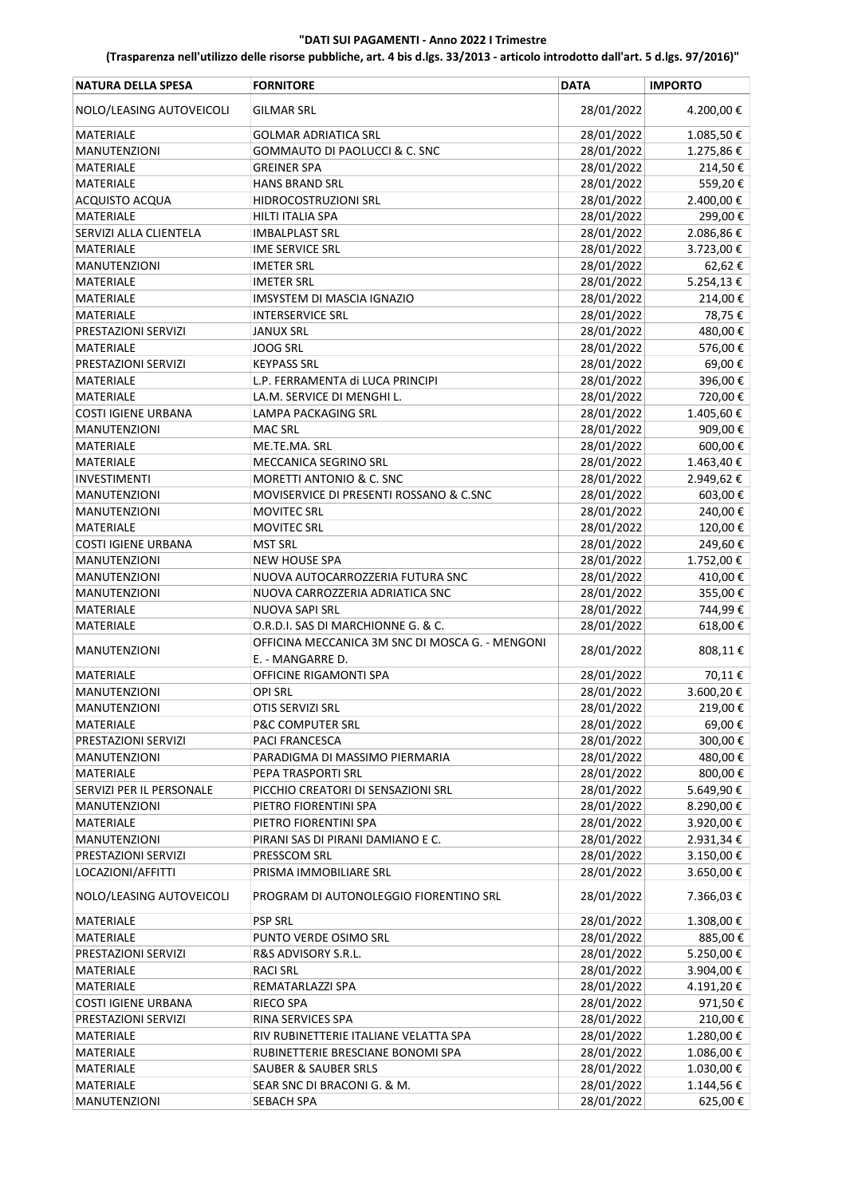**"DATI SUI PAGAMENTI - Anno 2022 I Trimestre**

**(Trasparenza nell'utilizzo delle risorse pubbliche, art. 4 bis d.lgs. 33/2013 - articolo introdotto dall'art. 5 d.lgs. 97/2016)"**

| NATURA DELLA SPESA | FORNITORE | DATA | IMPORTO |
|---|---|---|---|
| NOLO/LEASING AUTOVEICOLI | GILMAR SRL | 28/01/2022 | 4.200,00 € |
| MATERIALE | GOLMAR ADRIATICA SRL | 28/01/2022 | 1.085,50 € |
| MANUTENZIONI | GOMMAUTO DI PAOLUCCI & C. SNC | 28/01/2022 | 1.275,86 € |
| MATERIALE | GREINER SPA | 28/01/2022 | 214,50 € |
| MATERIALE | HANS BRAND SRL | 28/01/2022 | 559,20 € |
| ACQUISTO ACQUA | HIDROCOSTRUZIONI SRL | 28/01/2022 | 2.400,00 € |
| MATERIALE | HILTI ITALIA SPA | 28/01/2022 | 299,00 € |
| SERVIZI ALLA CLIENTELA | IMBALPLAST SRL | 28/01/2022 | 2.086,86 € |
| MATERIALE | IME SERVICE SRL | 28/01/2022 | 3.723,00 € |
| MANUTENZIONI | IMETER SRL | 28/01/2022 | 62,62 € |
| MATERIALE | IMETER SRL | 28/01/2022 | 5.254,13 € |
| MATERIALE | IMSYSTEM DI MASCIA IGNAZIO | 28/01/2022 | 214,00 € |
| MATERIALE | INTERSERVICE SRL | 28/01/2022 | 78,75 € |
| PRESTAZIONI SERVIZI | JANUX SRL | 28/01/2022 | 480,00 € |
| MATERIALE | JOOG SRL | 28/01/2022 | 576,00 € |
| PRESTAZIONI SERVIZI | KEYPASS SRL | 28/01/2022 | 69,00 € |
| MATERIALE | L.P. FERRAMENTA di LUCA PRINCIPI | 28/01/2022 | 396,00 € |
| MATERIALE | LA.M. SERVICE DI MENGHI L. | 28/01/2022 | 720,00 € |
| COSTI IGIENE URBANA | LAMPA PACKAGING SRL | 28/01/2022 | 1.405,60 € |
| MANUTENZIONI | MAC SRL | 28/01/2022 | 909,00 € |
| MATERIALE | ME.TE.MA. SRL | 28/01/2022 | 600,00 € |
| MATERIALE | MECCANICA SEGRINO SRL | 28/01/2022 | 1.463,40 € |
| INVESTIMENTI | MORETTI ANTONIO & C. SNC | 28/01/2022 | 2.949,62 € |
| MANUTENZIONI | MOVISERVICE DI PRESENTI ROSSANO & C.SNC | 28/01/2022 | 603,00 € |
| MANUTENZIONI | MOVITEC SRL | 28/01/2022 | 240,00 € |
| MATERIALE | MOVITEC SRL | 28/01/2022 | 120,00 € |
| COSTI IGIENE URBANA | MST SRL | 28/01/2022 | 249,60 € |
| MANUTENZIONI | NEW HOUSE SPA | 28/01/2022 | 1.752,00 € |
| MANUTENZIONI | NUOVA AUTOCARROZZERIA FUTURA SNC | 28/01/2022 | 410,00 € |
| MANUTENZIONI | NUOVA CARROZZERIA ADRIATICA SNC | 28/01/2022 | 355,00 € |
| MATERIALE | NUOVA SAPI SRL | 28/01/2022 | 744,99 € |
| MATERIALE | O.R.D.I. SAS DI MARCHIONNE G. & C. | 28/01/2022 | 618,00 € |
| MANUTENZIONI | OFFICINA MECCANICA 3M SNC DI MOSCA G. - MENGONI E. - MANGARRE D. | 28/01/2022 | 808,11 € |
| MATERIALE | OFFICINE RIGAMONTI SPA | 28/01/2022 | 70,11 € |
| MANUTENZIONI | OPI SRL | 28/01/2022 | 3.600,20 € |
| MANUTENZIONI | OTIS SERVIZI SRL | 28/01/2022 | 219,00 € |
| MATERIALE | P&C COMPUTER SRL | 28/01/2022 | 69,00 € |
| PRESTAZIONI SERVIZI | PACI FRANCESCA | 28/01/2022 | 300,00 € |
| MANUTENZIONI | PARADIGMA DI MASSIMO PIERMARIA | 28/01/2022 | 480,00 € |
| MATERIALE | PEPA TRASPORTI SRL | 28/01/2022 | 800,00 € |
| SERVIZI PER IL PERSONALE | PICCHIO CREATORI DI SENSAZIONI SRL | 28/01/2022 | 5.649,90 € |
| MANUTENZIONI | PIETRO FIORENTINI SPA | 28/01/2022 | 8.290,00 € |
| MATERIALE | PIETRO FIORENTINI SPA | 28/01/2022 | 3.920,00 € |
| MANUTENZIONI | PIRANI SAS DI PIRANI DAMIANO E C. | 28/01/2022 | 2.931,34 € |
| PRESTAZIONI SERVIZI | PRESSCOM SRL | 28/01/2022 | 3.150,00 € |
| LOCAZIONI/AFFITTI | PRISMA IMMOBILIARE SRL | 28/01/2022 | 3.650,00 € |
| NOLO/LEASING AUTOVEICOLI | PROGRAM DI AUTONOLEGGIO FIORENTINO SRL | 28/01/2022 | 7.366,03 € |
| MATERIALE | PSP SRL | 28/01/2022 | 1.308,00 € |
| MATERIALE | PUNTO VERDE OSIMO SRL | 28/01/2022 | 885,00 € |
| PRESTAZIONI SERVIZI | R&S ADVISORY S.R.L. | 28/01/2022 | 5.250,00 € |
| MATERIALE | RACI SRL | 28/01/2022 | 3.904,00 € |
| MATERIALE | REMATARLAZZI SPA | 28/01/2022 | 4.191,20 € |
| COSTI IGIENE URBANA | RIECO SPA | 28/01/2022 | 971,50 € |
| PRESTAZIONI SERVIZI | RINA SERVICES SPA | 28/01/2022 | 210,00 € |
| MATERIALE | RIV RUBINETTERIE ITALIANE VELATTA SPA | 28/01/2022 | 1.280,00 € |
| MATERIALE | RUBINETTERIE BRESCIANE BONOMI SPA | 28/01/2022 | 1.086,00 € |
| MATERIALE | SAUBER & SAUBER SRLS | 28/01/2022 | 1.030,00 € |
| MATERIALE | SEAR SNC DI BRACONI G. & M. | 28/01/2022 | 1.144,56 € |
| MANUTENZIONI | SEBACH SPA | 28/01/2022 | 625,00 € |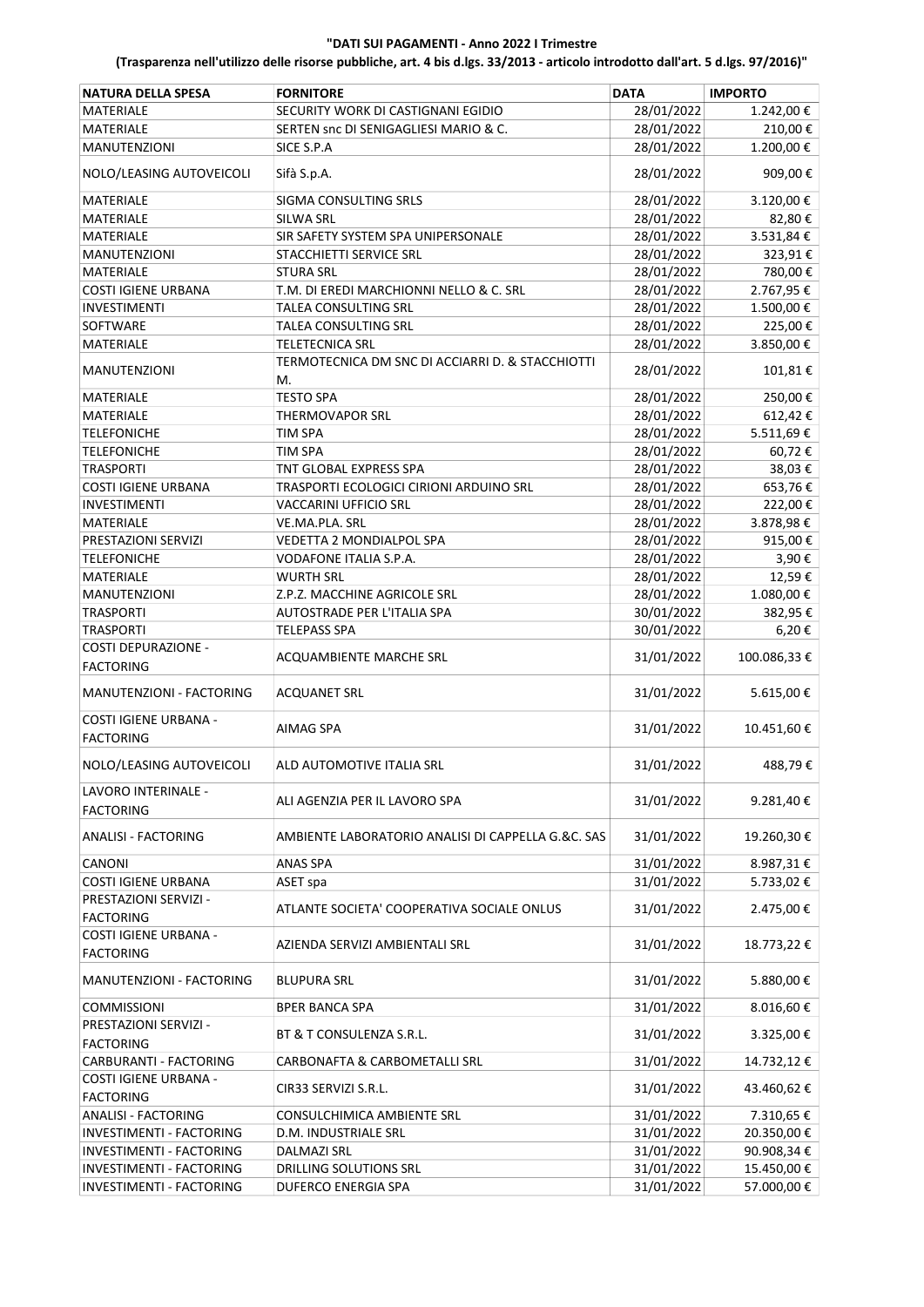**"DATI SUI PAGAMENTI - Anno 2022 I Trimestre**

**(Trasparenza nell'utilizzo delle risorse pubbliche, art. 4 bis d.lgs. 33/2013 - articolo introdotto dall'art. 5 d.lgs. 97/2016)"**

| NATURA DELLA SPESA | FORNITORE | DATA | IMPORTO |
|---|---|---|---|
| MATERIALE | SECURITY WORK DI CASTIGNANI EGIDIO | 28/01/2022 | 1.242,00 € |
| MATERIALE | SERTEN snc DI SENIGAGLIESI MARIO & C. | 28/01/2022 | 210,00 € |
| MANUTENZIONI | SICE S.P.A | 28/01/2022 | 1.200,00 € |
| NOLO/LEASING AUTOVEICOLI | Sifà S.p.A. | 28/01/2022 | 909,00 € |
| MATERIALE | SIGMA CONSULTING SRLS | 28/01/2022 | 3.120,00 € |
| MATERIALE | SILWA SRL | 28/01/2022 | 82,80 € |
| MATERIALE | SIR SAFETY SYSTEM SPA UNIPERSONALE | 28/01/2022 | 3.531,84 € |
| MANUTENZIONI | STACCHIETTI SERVICE SRL | 28/01/2022 | 323,91 € |
| MATERIALE | STURA SRL | 28/01/2022 | 780,00 € |
| COSTI IGIENE URBANA | T.M. DI EREDI MARCHIONNI NELLO & C. SRL | 28/01/2022 | 2.767,95 € |
| INVESTIMENTI | TALEA CONSULTING SRL | 28/01/2022 | 1.500,00 € |
| SOFTWARE | TALEA CONSULTING SRL | 28/01/2022 | 225,00 € |
| MATERIALE | TELETECNICA SRL | 28/01/2022 | 3.850,00 € |
| MANUTENZIONI | TERMOTECNICA DM SNC DI ACCIARRI D. & STACCHIOTTI M. | 28/01/2022 | 101,81 € |
| MATERIALE | TESTO SPA | 28/01/2022 | 250,00 € |
| MATERIALE | THERMOVAPOR SRL | 28/01/2022 | 612,42 € |
| TELEFONICHE | TIM SPA | 28/01/2022 | 5.511,69 € |
| TELEFONICHE | TIM SPA | 28/01/2022 | 60,72 € |
| TRASPORTI | TNT GLOBAL EXPRESS SPA | 28/01/2022 | 38,03 € |
| COSTI IGIENE URBANA | TRASPORTI ECOLOGICI CIRIONI ARDUINO SRL | 28/01/2022 | 653,76 € |
| INVESTIMENTI | VACCARINI UFFICIO SRL | 28/01/2022 | 222,00 € |
| MATERIALE | VE.MA.PLA. SRL | 28/01/2022 | 3.878,98 € |
| PRESTAZIONI SERVIZI | VEDETTA 2 MONDIALPOL SPA | 28/01/2022 | 915,00 € |
| TELEFONICHE | VODAFONE ITALIA S.P.A. | 28/01/2022 | 3,90 € |
| MATERIALE | WURTH SRL | 28/01/2022 | 12,59 € |
| MANUTENZIONI | Z.P.Z. MACCHINE AGRICOLE SRL | 28/01/2022 | 1.080,00 € |
| TRASPORTI | AUTOSTRADE PER L'ITALIA SPA | 30/01/2022 | 382,95 € |
| TRASPORTI | TELEPASS SPA | 30/01/2022 | 6,20 € |
| COSTI DEPURAZIONE - FACTORING | ACQUAMBIENTE MARCHE SRL | 31/01/2022 | 100.086,33 € |
| MANUTENZIONI - FACTORING | ACQUANET SRL | 31/01/2022 | 5.615,00 € |
| COSTI IGIENE URBANA - FACTORING | AIMAG SPA | 31/01/2022 | 10.451,60 € |
| NOLO/LEASING AUTOVEICOLI | ALD AUTOMOTIVE ITALIA SRL | 31/01/2022 | 488,79 € |
| LAVORO INTERINALE - FACTORING | ALI AGENZIA PER IL LAVORO SPA | 31/01/2022 | 9.281,40 € |
| ANALISI - FACTORING | AMBIENTE LABORATORIO ANALISI DI CAPPELLA G.&C. SAS | 31/01/2022 | 19.260,30 € |
| CANONI | ANAS SPA | 31/01/2022 | 8.987,31 € |
| COSTI IGIENE URBANA | ASET spa | 31/01/2022 | 5.733,02 € |
| PRESTAZIONI SERVIZI - FACTORING | ATLANTE SOCIETA' COOPERATIVA SOCIALE ONLUS | 31/01/2022 | 2.475,00 € |
| COSTI IGIENE URBANA - FACTORING | AZIENDA SERVIZI AMBIENTALI SRL | 31/01/2022 | 18.773,22 € |
| MANUTENZIONI - FACTORING | BLUPURA SRL | 31/01/2022 | 5.880,00 € |
| COMMISSIONI | BPER BANCA SPA | 31/01/2022 | 8.016,60 € |
| PRESTAZIONI SERVIZI - FACTORING | BT & T CONSULENZA S.R.L. | 31/01/2022 | 3.325,00 € |
| CARBURANTI - FACTORING | CARBONAFTA & CARBOMETALLI SRL | 31/01/2022 | 14.732,12 € |
| COSTI IGIENE URBANA - FACTORING | CIR33 SERVIZI S.R.L. | 31/01/2022 | 43.460,62 € |
| ANALISI - FACTORING | CONSULCHIMICA AMBIENTE SRL | 31/01/2022 | 7.310,65 € |
| INVESTIMENTI - FACTORING | D.M. INDUSTRIALE SRL | 31/01/2022 | 20.350,00 € |
| INVESTIMENTI - FACTORING | DALMAZI SRL | 31/01/2022 | 90.908,34 € |
| INVESTIMENTI - FACTORING | DRILLING SOLUTIONS SRL | 31/01/2022 | 15.450,00 € |
| INVESTIMENTI - FACTORING | DUFERCO ENERGIA SPA | 31/01/2022 | 57.000,00 € |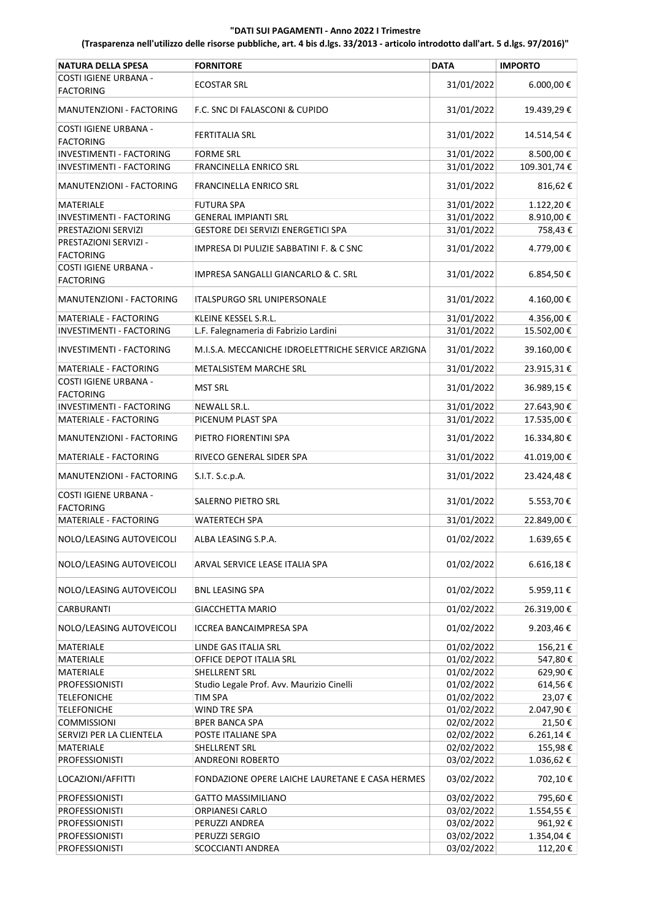**"DATI SUI PAGAMENTI - Anno 2022 I Trimestre**

**(Trasparenza nell'utilizzo delle risorse pubbliche, art. 4 bis d.lgs. 33/2013 - articolo introdotto dall'art. 5 d.lgs. 97/2016)"**

| NATURA DELLA SPESA | FORNITORE | DATA | IMPORTO |
|---|---|---|---|
| COSTI IGIENE URBANA - FACTORING | ECOSTAR SRL | 31/01/2022 | 6.000,00 € |
| MANUTENZIONI - FACTORING | F.C. SNC DI FALASCONI & CUPIDO | 31/01/2022 | 19.439,29 € |
| COSTI IGIENE URBANA - FACTORING | FERTITALIA SRL | 31/01/2022 | 14.514,54 € |
| INVESTIMENTI - FACTORING | FORME SRL | 31/01/2022 | 8.500,00 € |
| INVESTIMENTI - FACTORING | FRANCINELLA ENRICO SRL | 31/01/2022 | 109.301,74 € |
| MANUTENZIONI - FACTORING | FRANCINELLA ENRICO SRL | 31/01/2022 | 816,62 € |
| MATERIALE | FUTURA SPA | 31/01/2022 | 1.122,20 € |
| INVESTIMENTI - FACTORING | GENERAL IMPIANTI SRL | 31/01/2022 | 8.910,00 € |
| PRESTAZIONI SERVIZI | GESTORE DEI SERVIZI ENERGETICI SPA | 31/01/2022 | 758,43 € |
| PRESTAZIONI SERVIZI - FACTORING | IMPRESA DI PULIZIE SABBATINI F. & C SNC | 31/01/2022 | 4.779,00 € |
| COSTI IGIENE URBANA - FACTORING | IMPRESA SANGALLI GIANCARLO & C. SRL | 31/01/2022 | 6.854,50 € |
| MANUTENZIONI - FACTORING | ITALSPURGO SRL UNIPERSONALE | 31/01/2022 | 4.160,00 € |
| MATERIALE - FACTORING | KLEINE KESSEL S.R.L. | 31/01/2022 | 4.356,00 € |
| INVESTIMENTI - FACTORING | L.F. Falegnameria di Fabrizio Lardini | 31/01/2022 | 15.502,00 € |
| INVESTIMENTI - FACTORING | M.I.S.A. MECCANICHE IDROELETTRICHE SERVICE ARZIGNA | 31/01/2022 | 39.160,00 € |
| MATERIALE - FACTORING | METALSISTEM MARCHE SRL | 31/01/2022 | 23.915,31 € |
| COSTI IGIENE URBANA - FACTORING | MST SRL | 31/01/2022 | 36.989,15 € |
| INVESTIMENTI - FACTORING | NEWALL SR.L. | 31/01/2022 | 27.643,90 € |
| MATERIALE - FACTORING | PICENUM PLAST SPA | 31/01/2022 | 17.535,00 € |
| MANUTENZIONI - FACTORING | PIETRO FIORENTINI SPA | 31/01/2022 | 16.334,80 € |
| MATERIALE - FACTORING | RIVECO GENERAL SIDER SPA | 31/01/2022 | 41.019,00 € |
| MANUTENZIONI - FACTORING | S.I.T. S.c.p.A. | 31/01/2022 | 23.424,48 € |
| COSTI IGIENE URBANA - FACTORING | SALERNO PIETRO SRL | 31/01/2022 | 5.553,70 € |
| MATERIALE - FACTORING | WATERTECH SPA | 31/01/2022 | 22.849,00 € |
| NOLO/LEASING AUTOVEICOLI | ALBA LEASING S.P.A. | 01/02/2022 | 1.639,65 € |
| NOLO/LEASING AUTOVEICOLI | ARVAL SERVICE LEASE ITALIA SPA | 01/02/2022 | 6.616,18 € |
| NOLO/LEASING AUTOVEICOLI | BNL LEASING SPA | 01/02/2022 | 5.959,11 € |
| CARBURANTI | GIACCHETTA MARIO | 01/02/2022 | 26.319,00 € |
| NOLO/LEASING AUTOVEICOLI | ICCREA BANCAIMPRESA SPA | 01/02/2022 | 9.203,46 € |
| MATERIALE | LINDE GAS ITALIA SRL | 01/02/2022 | 156,21 € |
| MATERIALE | OFFICE DEPOT ITALIA SRL | 01/02/2022 | 547,80 € |
| MATERIALE | SHELLRENT SRL | 01/02/2022 | 629,90 € |
| PROFESSIONISTI | Studio Legale Prof. Avv. Maurizio Cinelli | 01/02/2022 | 614,56 € |
| TELEFONICHE | TIM SPA | 01/02/2022 | 23,07 € |
| TELEFONICHE | WIND TRE SPA | 01/02/2022 | 2.047,90 € |
| COMMISSIONI | BPER BANCA SPA | 02/02/2022 | 21,50 € |
| SERVIZI PER LA CLIENTELA | POSTE ITALIANE SPA | 02/02/2022 | 6.261,14 € |
| MATERIALE | SHELLRENT SRL | 02/02/2022 | 155,98 € |
| PROFESSIONISTI | ANDREONI ROBERTO | 03/02/2022 | 1.036,62 € |
| LOCAZIONI/AFFITTI | FONDAZIONE OPERE LAICHE LAURETANE E CASA HERMES | 03/02/2022 | 702,10 € |
| PROFESSIONISTI | GATTO MASSIMILIANO | 03/02/2022 | 795,60 € |
| PROFESSIONISTI | ORPIANESI CARLO | 03/02/2022 | 1.554,55 € |
| PROFESSIONISTI | PERUZZI ANDREA | 03/02/2022 | 961,92 € |
| PROFESSIONISTI | PERUZZI SERGIO | 03/02/2022 | 1.354,04 € |
| PROFESSIONISTI | SCOCCIANTI ANDREA | 03/02/2022 | 112,20 € |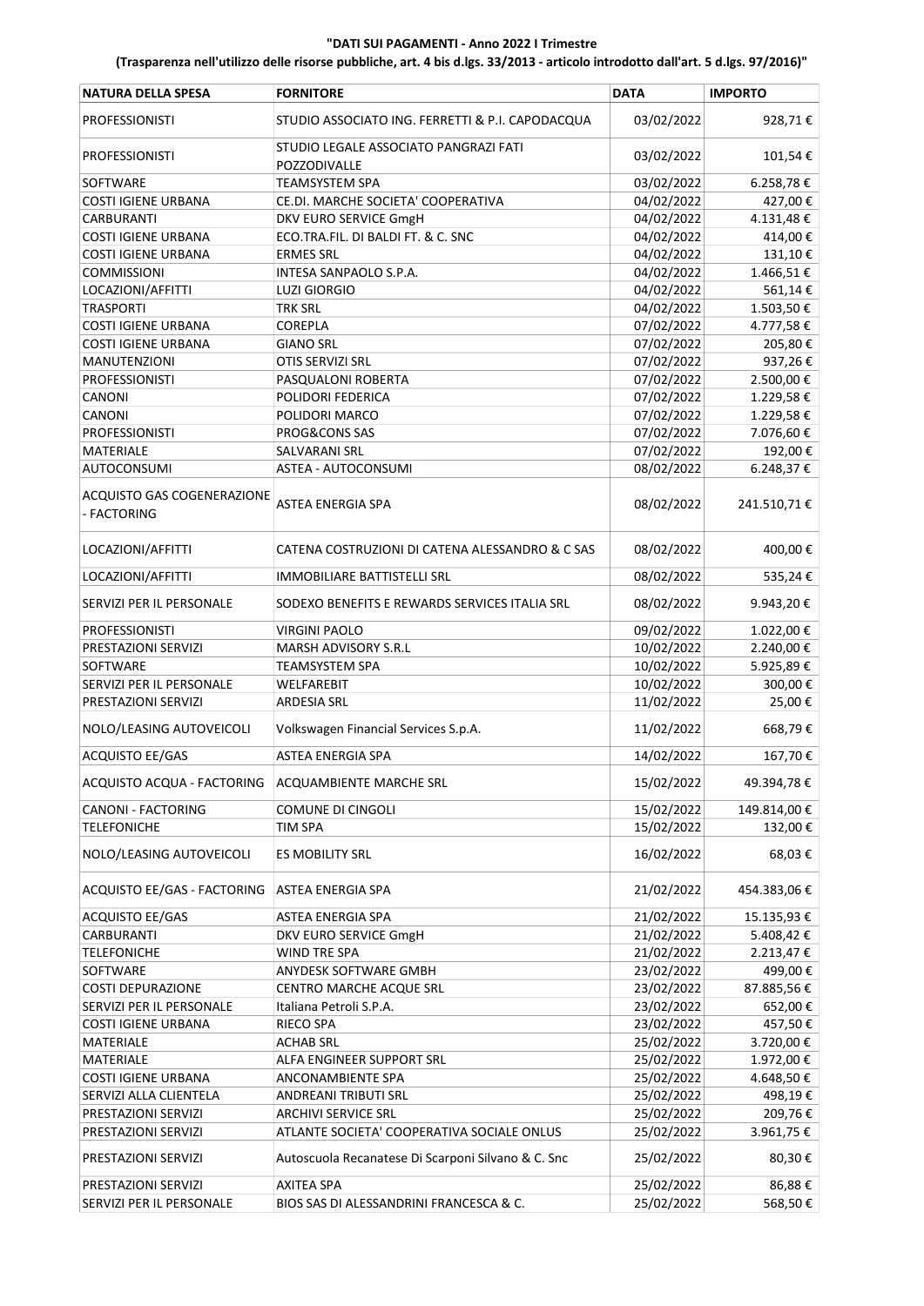**"DATI SUI PAGAMENTI - Anno 2022 I Trimestre**

**(Trasparenza nell'utilizzo delle risorse pubbliche, art. 4 bis d.lgs. 33/2013 - articolo introdotto dall'art. 5 d.lgs. 97/2016)"**

| NATURA DELLA SPESA | FORNITORE | DATA | IMPORTO |
|---|---|---|---|
| PROFESSIONISTI | STUDIO ASSOCIATO ING. FERRETTI & P.I. CAPODACQUA | 03/02/2022 | 928,71 € |
| PROFESSIONISTI | STUDIO LEGALE ASSOCIATO PANGRAZI FATI POZZODIVALLE | 03/02/2022 | 101,54 € |
| SOFTWARE | TEAMSYSTEM SPA | 03/02/2022 | 6.258,78 € |
| COSTI IGIENE URBANA | CE.DI. MARCHE SOCIETA' COOPERATIVA | 04/02/2022 | 427,00 € |
| CARBURANTI | DKV EURO SERVICE GmgH | 04/02/2022 | 4.131,48 € |
| COSTI IGIENE URBANA | ECO.TRA.FIL. DI BALDI FT. & C. SNC | 04/02/2022 | 414,00 € |
| COSTI IGIENE URBANA | ERMES SRL | 04/02/2022 | 131,10 € |
| COMMISSIONI | INTESA SANPAOLO S.P.A. | 04/02/2022 | 1.466,51 € |
| LOCAZIONI/AFFITTI | LUZI GIORGIO | 04/02/2022 | 561,14 € |
| TRASPORTI | TRK SRL | 04/02/2022 | 1.503,50 € |
| COSTI IGIENE URBANA | COREPLA | 07/02/2022 | 4.777,58 € |
| COSTI IGIENE URBANA | GIANO SRL | 07/02/2022 | 205,80 € |
| MANUTENZIONI | OTIS SERVIZI SRL | 07/02/2022 | 937,26 € |
| PROFESSIONISTI | PASQUALONI ROBERTA | 07/02/2022 | 2.500,00 € |
| CANONI | POLIDORI FEDERICA | 07/02/2022 | 1.229,58 € |
| CANONI | POLIDORI MARCO | 07/02/2022 | 1.229,58 € |
| PROFESSIONISTI | PROG&CONS SAS | 07/02/2022 | 7.076,60 € |
| MATERIALE | SALVARANI SRL | 07/02/2022 | 192,00 € |
| AUTOCONSUMI | ASTEA - AUTOCONSUMI | 08/02/2022 | 6.248,37 € |
| ACQUISTO GAS COGENERAZIONE - FACTORING | ASTEA ENERGIA SPA | 08/02/2022 | 241.510,71 € |
| LOCAZIONI/AFFITTI | CATENA COSTRUZIONI DI CATENA ALESSANDRO & C SAS | 08/02/2022 | 400,00 € |
| LOCAZIONI/AFFITTI | IMMOBILIARE BATTISTELLI SRL | 08/02/2022 | 535,24 € |
| SERVIZI PER IL PERSONALE | SODEXO BENEFITS E REWARDS SERVICES ITALIA SRL | 08/02/2022 | 9.943,20 € |
| PROFESSIONISTI | VIRGINI PAOLO | 09/02/2022 | 1.022,00 € |
| PRESTAZIONI SERVIZI | MARSH ADVISORY S.R.L | 10/02/2022 | 2.240,00 € |
| SOFTWARE | TEAMSYSTEM SPA | 10/02/2022 | 5.925,89 € |
| SERVIZI PER IL PERSONALE | WELFAREBIT | 10/02/2022 | 300,00 € |
| PRESTAZIONI SERVIZI | ARDESIA SRL | 11/02/2022 | 25,00 € |
| NOLO/LEASING AUTOVEICOLI | Volkswagen Financial Services S.p.A. | 11/02/2022 | 668,79 € |
| ACQUISTO EE/GAS | ASTEA ENERGIA SPA | 14/02/2022 | 167,70 € |
| ACQUISTO ACQUA - FACTORING | ACQUAMBIENTE MARCHE SRL | 15/02/2022 | 49.394,78 € |
| CANONI - FACTORING | COMUNE DI CINGOLI | 15/02/2022 | 149.814,00 € |
| TELEFONICHE | TIM SPA | 15/02/2022 | 132,00 € |
| NOLO/LEASING AUTOVEICOLI | ES MOBILITY SRL | 16/02/2022 | 68,03 € |
| ACQUISTO EE/GAS - FACTORING | ASTEA ENERGIA SPA | 21/02/2022 | 454.383,06 € |
| ACQUISTO EE/GAS | ASTEA ENERGIA SPA | 21/02/2022 | 15.135,93 € |
| CARBURANTI | DKV EURO SERVICE GmgH | 21/02/2022 | 5.408,42 € |
| TELEFONICHE | WIND TRE SPA | 21/02/2022 | 2.213,47 € |
| SOFTWARE | ANYDESK SOFTWARE GMBH | 23/02/2022 | 499,00 € |
| COSTI DEPURAZIONE | CENTRO MARCHE ACQUE SRL | 23/02/2022 | 87.885,56 € |
| SERVIZI PER IL PERSONALE | Italiana Petroli S.P.A. | 23/02/2022 | 652,00 € |
| COSTI IGIENE URBANA | RIECO SPA | 23/02/2022 | 457,50 € |
| MATERIALE | ACHAB SRL | 25/02/2022 | 3.720,00 € |
| MATERIALE | ALFA ENGINEER SUPPORT SRL | 25/02/2022 | 1.972,00 € |
| COSTI IGIENE URBANA | ANCONAMBIENTE SPA | 25/02/2022 | 4.648,50 € |
| SERVIZI ALLA CLIENTELA | ANDREANI TRIBUTI SRL | 25/02/2022 | 498,19 € |
| PRESTAZIONI SERVIZI | ARCHIVI SERVICE SRL | 25/02/2022 | 209,76 € |
| PRESTAZIONI SERVIZI | ATLANTE SOCIETA' COOPERATIVA SOCIALE ONLUS | 25/02/2022 | 3.961,75 € |
| PRESTAZIONI SERVIZI | Autoscuola Recanatese Di Scarponi Silvano & C. Snc | 25/02/2022 | 80,30 € |
| PRESTAZIONI SERVIZI | AXITEA SPA | 25/02/2022 | 86,88 € |
| SERVIZI PER IL PERSONALE | BIOS SAS DI ALESSANDRINI FRANCESCA & C. | 25/02/2022 | 568,50 € |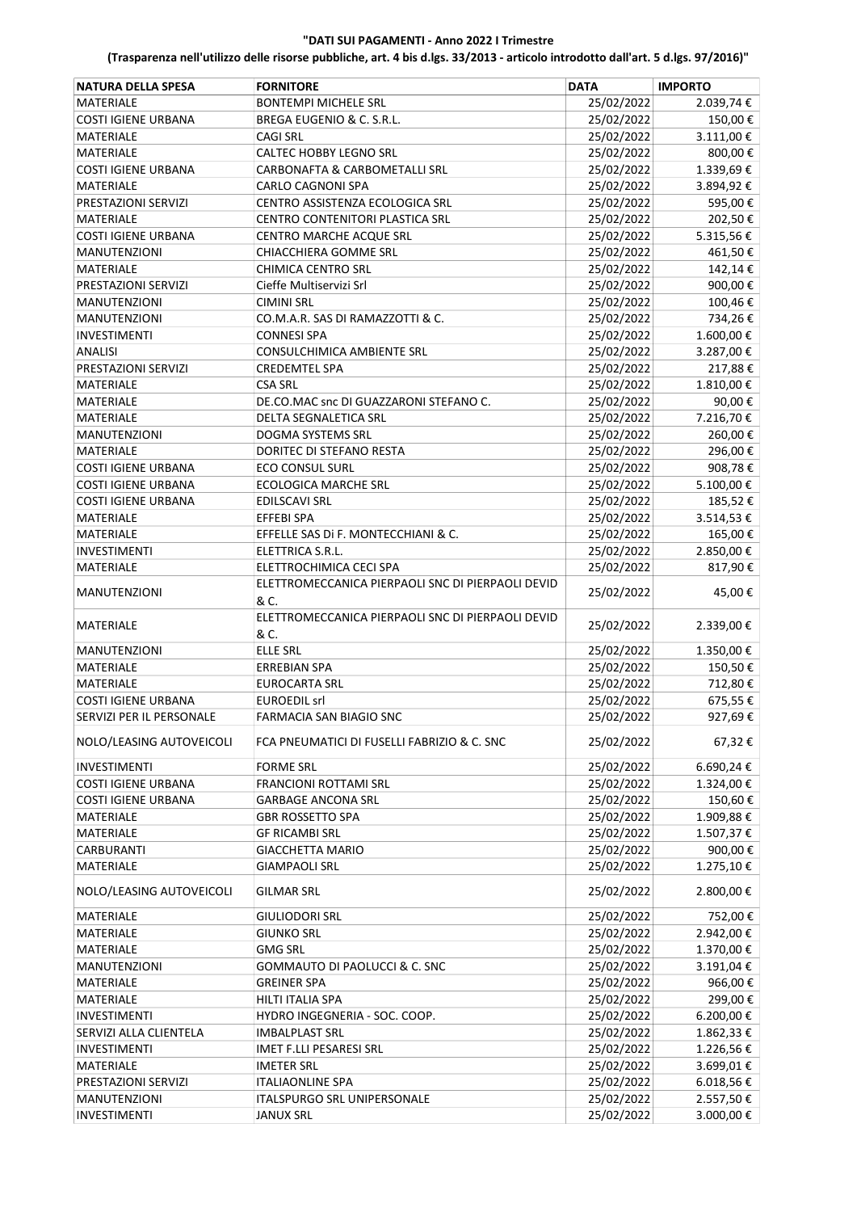**"DATI SUI PAGAMENTI - Anno 2022 I Trimestre**

**(Trasparenza nell'utilizzo delle risorse pubbliche, art. 4 bis d.lgs. 33/2013 - articolo introdotto dall'art. 5 d.lgs. 97/2016)"**

| NATURA DELLA SPESA | FORNITORE | DATA | IMPORTO |
|---|---|---|---|
| MATERIALE | BONTEMPI MICHELE SRL | 25/02/2022 | 2.039,74 € |
| COSTI IGIENE URBANA | BREGA EUGENIO & C. S.R.L. | 25/02/2022 | 150,00 € |
| MATERIALE | CAGI SRL | 25/02/2022 | 3.111,00 € |
| MATERIALE | CALTEC HOBBY LEGNO SRL | 25/02/2022 | 800,00 € |
| COSTI IGIENE URBANA | CARBONAFTA & CARBOMETALLI SRL | 25/02/2022 | 1.339,69 € |
| MATERIALE | CARLO CAGNONI SPA | 25/02/2022 | 3.894,92 € |
| PRESTAZIONI SERVIZI | CENTRO ASSISTENZA ECOLOGICA SRL | 25/02/2022 | 595,00 € |
| MATERIALE | CENTRO CONTENITORI PLASTICA SRL | 25/02/2022 | 202,50 € |
| COSTI IGIENE URBANA | CENTRO MARCHE ACQUE SRL | 25/02/2022 | 5.315,56 € |
| MANUTENZIONI | CHIACCHIERA GOMME SRL | 25/02/2022 | 461,50 € |
| MATERIALE | CHIMICA CENTRO SRL | 25/02/2022 | 142,14 € |
| PRESTAZIONI SERVIZI | Cieffe Multiservizi Srl | 25/02/2022 | 900,00 € |
| MANUTENZIONI | CIMINI SRL | 25/02/2022 | 100,46 € |
| MANUTENZIONI | CO.M.A.R. SAS DI RAMAZZOTTI & C. | 25/02/2022 | 734,26 € |
| INVESTIMENTI | CONNESI SPA | 25/02/2022 | 1.600,00 € |
| ANALISI | CONSULCHIMICA AMBIENTE SRL | 25/02/2022 | 3.287,00 € |
| PRESTAZIONI SERVIZI | CREDEMTEL SPA | 25/02/2022 | 217,88 € |
| MATERIALE | CSA SRL | 25/02/2022 | 1.810,00 € |
| MATERIALE | DE.CO.MAC snc DI GUAZZARONI STEFANO C. | 25/02/2022 | 90,00 € |
| MATERIALE | DELTA SEGNALETICA SRL | 25/02/2022 | 7.216,70 € |
| MANUTENZIONI | DOGMA SYSTEMS SRL | 25/02/2022 | 260,00 € |
| MATERIALE | DORITEC DI STEFANO RESTA | 25/02/2022 | 296,00 € |
| COSTI IGIENE URBANA | ECO CONSUL SURL | 25/02/2022 | 908,78 € |
| COSTI IGIENE URBANA | ECOLOGICA MARCHE SRL | 25/02/2022 | 5.100,00 € |
| COSTI IGIENE URBANA | EDILSCAVI SRL | 25/02/2022 | 185,52 € |
| MATERIALE | EFFEBI SPA | 25/02/2022 | 3.514,53 € |
| MATERIALE | EFFELLE SAS Di F. MONTECCHIANI & C. | 25/02/2022 | 165,00 € |
| INVESTIMENTI | ELETTRICA S.R.L. | 25/02/2022 | 2.850,00 € |
| MATERIALE | ELETTROCHIMICA CECI SPA | 25/02/2022 | 817,90 € |
| MANUTENZIONI | ELETTROMECCANICA PIERPAOLI SNC DI PIERPAOLI DEVID & C. | 25/02/2022 | 45,00 € |
| MATERIALE | ELETTROMECCANICA PIERPAOLI SNC DI PIERPAOLI DEVID & C. | 25/02/2022 | 2.339,00 € |
| MANUTENZIONI | ELLE SRL | 25/02/2022 | 1.350,00 € |
| MATERIALE | ERREBIAN SPA | 25/02/2022 | 150,50 € |
| MATERIALE | EUROCARTA SRL | 25/02/2022 | 712,80 € |
| COSTI IGIENE URBANA | EUROEDIL srl | 25/02/2022 | 675,55 € |
| SERVIZI PER IL PERSONALE | FARMACIA SAN BIAGIO SNC | 25/02/2022 | 927,69 € |
| NOLO/LEASING AUTOVEICOLI | FCA PNEUMATICI DI FUSELLI FABRIZIO & C. SNC | 25/02/2022 | 67,32 € |
| INVESTIMENTI | FORME SRL | 25/02/2022 | 6.690,24 € |
| COSTI IGIENE URBANA | FRANCIONI ROTTAMI SRL | 25/02/2022 | 1.324,00 € |
| COSTI IGIENE URBANA | GARBAGE ANCONA SRL | 25/02/2022 | 150,60 € |
| MATERIALE | GBR ROSSETTO SPA | 25/02/2022 | 1.909,88 € |
| MATERIALE | GF RICAMBI SRL | 25/02/2022 | 1.507,37 € |
| CARBURANTI | GIACCHETTA MARIO | 25/02/2022 | 900,00 € |
| MATERIALE | GIAMPAOLI SRL | 25/02/2022 | 1.275,10 € |
| NOLO/LEASING AUTOVEICOLI | GILMAR SRL | 25/02/2022 | 2.800,00 € |
| MATERIALE | GIULIODORI SRL | 25/02/2022 | 752,00 € |
| MATERIALE | GIUNKO SRL | 25/02/2022 | 2.942,00 € |
| MATERIALE | GMG SRL | 25/02/2022 | 1.370,00 € |
| MANUTENZIONI | GOMMAUTO DI PAOLUCCI & C. SNC | 25/02/2022 | 3.191,04 € |
| MATERIALE | GREINER SPA | 25/02/2022 | 966,00 € |
| MATERIALE | HILTI ITALIA SPA | 25/02/2022 | 299,00 € |
| INVESTIMENTI | HYDRO INGEGNERIA - SOC. COOP. | 25/02/2022 | 6.200,00 € |
| SERVIZI ALLA CLIENTELA | IMBALPLAST SRL | 25/02/2022 | 1.862,33 € |
| INVESTIMENTI | IMET F.LLI PESARESI SRL | 25/02/2022 | 1.226,56 € |
| MATERIALE | IMETER SRL | 25/02/2022 | 3.699,01 € |
| PRESTAZIONI SERVIZI | ITALIAONLINE SPA | 25/02/2022 | 6.018,56 € |
| MANUTENZIONI | ITALSPURGO SRL UNIPERSONALE | 25/02/2022 | 2.557,50 € |
| INVESTIMENTI | JANUX SRL | 25/02/2022 | 3.000,00 € |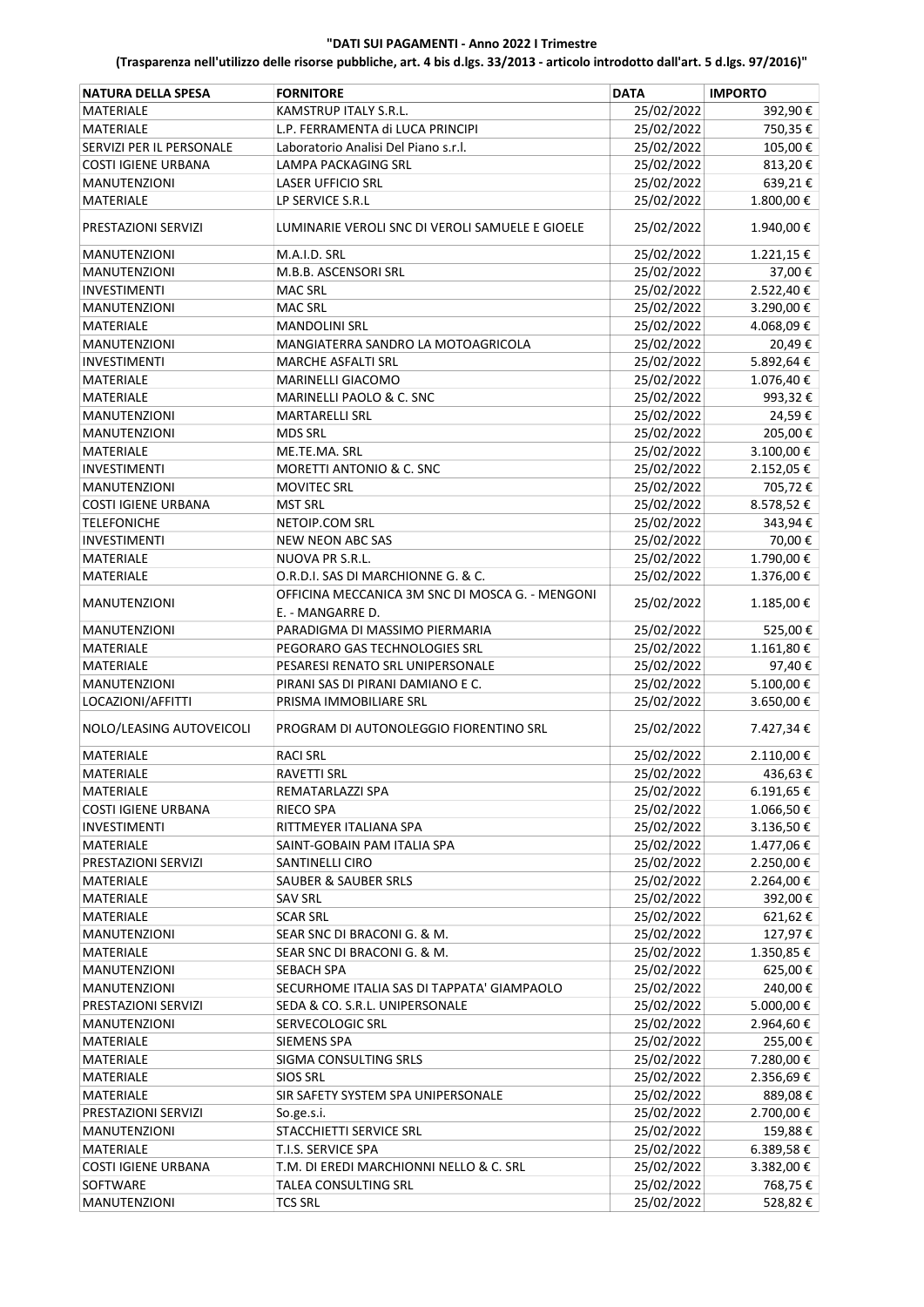**"DATI SUI PAGAMENTI - Anno 2022 I Trimestre**

**(Trasparenza nell'utilizzo delle risorse pubbliche, art. 4 bis d.lgs. 33/2013 - articolo introdotto dall'art. 5 d.lgs. 97/2016)"**

| NATURA DELLA SPESA | FORNITORE | DATA | IMPORTO |
|---|---|---|---|
| MATERIALE | KAMSTRUP ITALY S.R.L. | 25/02/2022 | 392,90 € |
| MATERIALE | L.P. FERRAMENTA di LUCA PRINCIPI | 25/02/2022 | 750,35 € |
| SERVIZI PER IL PERSONALE | Laboratorio Analisi Del Piano s.r.l. | 25/02/2022 | 105,00 € |
| COSTI IGIENE URBANA | LAMPA PACKAGING SRL | 25/02/2022 | 813,20 € |
| MANUTENZIONI | LASER UFFICIO SRL | 25/02/2022 | 639,21 € |
| MATERIALE | LP SERVICE S.R.L | 25/02/2022 | 1.800,00 € |
| PRESTAZIONI SERVIZI | LUMINARIE VEROLI SNC DI VEROLI SAMUELE E GIOELE | 25/02/2022 | 1.940,00 € |
| MANUTENZIONI | M.A.I.D. SRL | 25/02/2022 | 1.221,15 € |
| MANUTENZIONI | M.B.B. ASCENSORI SRL | 25/02/2022 | 37,00 € |
| INVESTIMENTI | MAC SRL | 25/02/2022 | 2.522,40 € |
| MANUTENZIONI | MAC SRL | 25/02/2022 | 3.290,00 € |
| MATERIALE | MANDOLINI SRL | 25/02/2022 | 4.068,09 € |
| MANUTENZIONI | MANGIATERRA SANDRO LA MOTOAGRICOLA | 25/02/2022 | 20,49 € |
| INVESTIMENTI | MARCHE ASFALTI SRL | 25/02/2022 | 5.892,64 € |
| MATERIALE | MARINELLI GIACOMO | 25/02/2022 | 1.076,40 € |
| MATERIALE | MARINELLI PAOLO & C. SNC | 25/02/2022 | 993,32 € |
| MANUTENZIONI | MARTARELLI SRL | 25/02/2022 | 24,59 € |
| MANUTENZIONI | MDS SRL | 25/02/2022 | 205,00 € |
| MATERIALE | ME.TE.MA. SRL | 25/02/2022 | 3.100,00 € |
| INVESTIMENTI | MORETTI ANTONIO & C. SNC | 25/02/2022 | 2.152,05 € |
| MANUTENZIONI | MOVITEC SRL | 25/02/2022 | 705,72 € |
| COSTI IGIENE URBANA | MST SRL | 25/02/2022 | 8.578,52 € |
| TELEFONICHE | NETOIP.COM SRL | 25/02/2022 | 343,94 € |
| INVESTIMENTI | NEW NEON ABC SAS | 25/02/2022 | 70,00 € |
| MATERIALE | NUOVA PR S.R.L. | 25/02/2022 | 1.790,00 € |
| MATERIALE | O.R.D.I. SAS DI MARCHIONNE G. & C. | 25/02/2022 | 1.376,00 € |
| MANUTENZIONI | OFFICINA MECCANICA 3M SNC DI MOSCA G. - MENGONI E. - MANGARRE D. | 25/02/2022 | 1.185,00 € |
| MANUTENZIONI | PARADIGMA DI MASSIMO PIERMARIA | 25/02/2022 | 525,00 € |
| MATERIALE | PEGORARO GAS TECHNOLOGIES SRL | 25/02/2022 | 1.161,80 € |
| MATERIALE | PESARESI RENATO SRL UNIPERSONALE | 25/02/2022 | 97,40 € |
| MANUTENZIONI | PIRANI SAS DI PIRANI DAMIANO E C. | 25/02/2022 | 5.100,00 € |
| LOCAZIONI/AFFITTI | PRISMA IMMOBILIARE SRL | 25/02/2022 | 3.650,00 € |
| NOLO/LEASING AUTOVEICOLI | PROGRAM DI AUTONOLEGGIO FIORENTINO SRL | 25/02/2022 | 7.427,34 € |
| MATERIALE | RACI SRL | 25/02/2022 | 2.110,00 € |
| MATERIALE | RAVETTI SRL | 25/02/2022 | 436,63 € |
| MATERIALE | REMATARLAZZI SPA | 25/02/2022 | 6.191,65 € |
| COSTI IGIENE URBANA | RIECO SPA | 25/02/2022 | 1.066,50 € |
| INVESTIMENTI | RITTMEYER ITALIANA SPA | 25/02/2022 | 3.136,50 € |
| MATERIALE | SAINT-GOBAIN PAM ITALIA SPA | 25/02/2022 | 1.477,06 € |
| PRESTAZIONI SERVIZI | SANTINELLI CIRO | 25/02/2022 | 2.250,00 € |
| MATERIALE | SAUBER & SAUBER SRLS | 25/02/2022 | 2.264,00 € |
| MATERIALE | SAV SRL | 25/02/2022 | 392,00 € |
| MATERIALE | SCAR SRL | 25/02/2022 | 621,62 € |
| MANUTENZIONI | SEAR SNC DI BRACONI G. & M. | 25/02/2022 | 127,97 € |
| MATERIALE | SEAR SNC DI BRACONI G. & M. | 25/02/2022 | 1.350,85 € |
| MANUTENZIONI | SEBACH SPA | 25/02/2022 | 625,00 € |
| MANUTENZIONI | SECURHOME ITALIA SAS DI TAPPATA' GIAMPAOLO | 25/02/2022 | 240,00 € |
| PRESTAZIONI SERVIZI | SEDA & CO. S.R.L. UNIPERSONALE | 25/02/2022 | 5.000,00 € |
| MANUTENZIONI | SERVECOLOGIC SRL | 25/02/2022 | 2.964,60 € |
| MATERIALE | SIEMENS SPA | 25/02/2022 | 255,00 € |
| MATERIALE | SIGMA CONSULTING SRLS | 25/02/2022 | 7.280,00 € |
| MATERIALE | SIOS SRL | 25/02/2022 | 2.356,69 € |
| MATERIALE | SIR SAFETY SYSTEM SPA UNIPERSONALE | 25/02/2022 | 889,08 € |
| PRESTAZIONI SERVIZI | So.ge.s.i. | 25/02/2022 | 2.700,00 € |
| MANUTENZIONI | STACCHIETTI SERVICE SRL | 25/02/2022 | 159,88 € |
| MATERIALE | T.I.S. SERVICE SPA | 25/02/2022 | 6.389,58 € |
| COSTI IGIENE URBANA | T.M. DI EREDI MARCHIONNI NELLO & C. SRL | 25/02/2022 | 3.382,00 € |
| SOFTWARE | TALEA CONSULTING SRL | 25/02/2022 | 768,75 € |
| MANUTENZIONI | TCS SRL | 25/02/2022 | 528,82 € |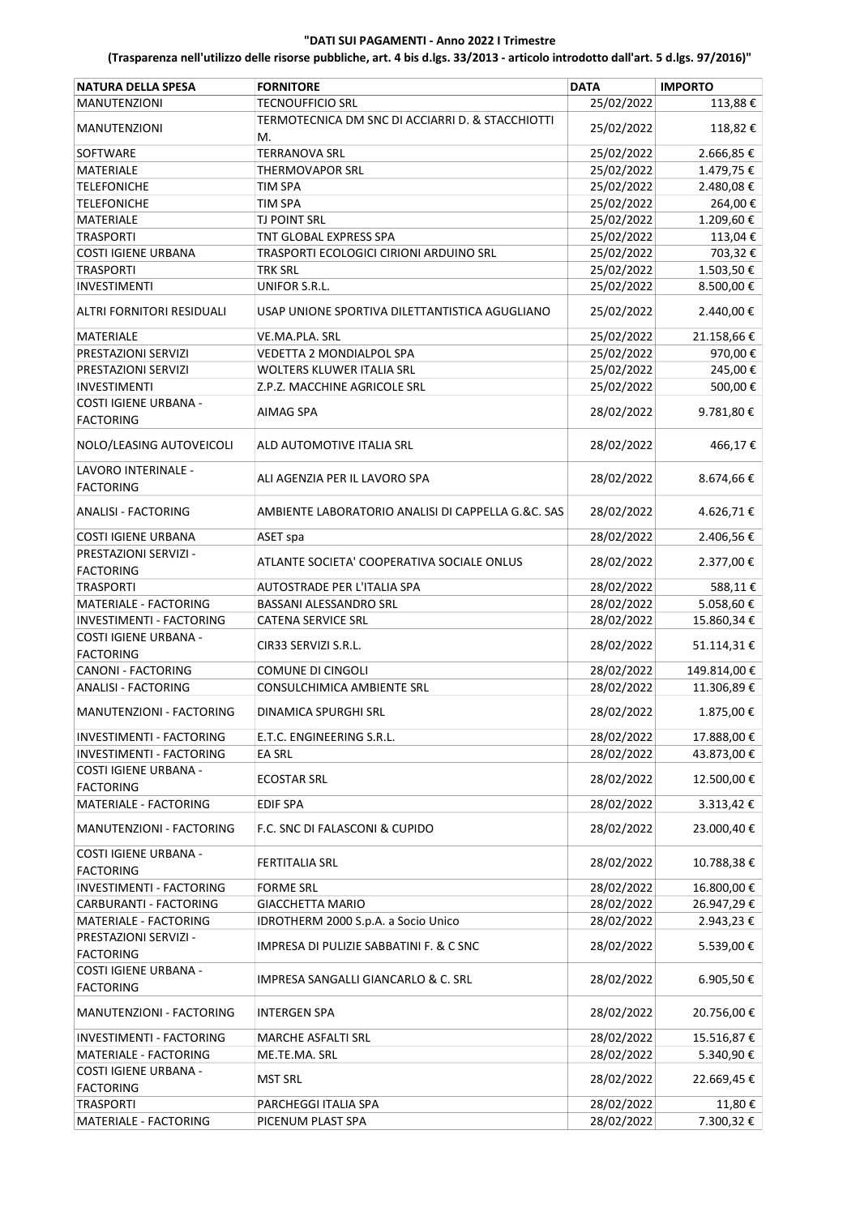"DATI SUI PAGAMENTI - Anno 2022 I Trimestre

(Trasparenza nell'utilizzo delle risorse pubbliche, art. 4 bis d.lgs. 33/2013 - articolo introdotto dall'art. 5 d.lgs. 97/2016)"

| NATURA DELLA SPESA | FORNITORE | DATA | IMPORTO |
|---|---|---|---|
| MANUTENZIONI | TECNOUFFICIO SRL | 25/02/2022 | 113,88 € |
| MANUTENZIONI | TERMOTECNICA DM SNC DI ACCIARRI D. & STACCHIOTTI M. | 25/02/2022 | 118,82 € |
| SOFTWARE | TERRANOVA SRL | 25/02/2022 | 2.666,85 € |
| MATERIALE | THERMOVAPOR SRL | 25/02/2022 | 1.479,75 € |
| TELEFONICHE | TIM SPA | 25/02/2022 | 2.480,08 € |
| TELEFONICHE | TIM SPA | 25/02/2022 | 264,00 € |
| MATERIALE | TJ POINT SRL | 25/02/2022 | 1.209,60 € |
| TRASPORTI | TNT GLOBAL EXPRESS SPA | 25/02/2022 | 113,04 € |
| COSTI IGIENE URBANA | TRASPORTI ECOLOGICI CIRIONI ARDUINO SRL | 25/02/2022 | 703,32 € |
| TRASPORTI | TRK SRL | 25/02/2022 | 1.503,50 € |
| INVESTIMENTI | UNIFOR S.R.L. | 25/02/2022 | 8.500,00 € |
| ALTRI FORNITORI RESIDUALI | USAP UNIONE SPORTIVA DILETTANTISTICA AGUGLIANO | 25/02/2022 | 2.440,00 € |
| MATERIALE | VE.MA.PLA. SRL | 25/02/2022 | 21.158,66 € |
| PRESTAZIONI SERVIZI | VEDETTA 2 MONDIALPOL SPA | 25/02/2022 | 970,00 € |
| PRESTAZIONI SERVIZI | WOLTERS KLUWER ITALIA SRL | 25/02/2022 | 245,00 € |
| INVESTIMENTI | Z.P.Z. MACCHINE AGRICOLE SRL | 25/02/2022 | 500,00 € |
| COSTI IGIENE URBANA - FACTORING | AIMAG SPA | 28/02/2022 | 9.781,80 € |
| NOLO/LEASING AUTOVEICOLI | ALD AUTOMOTIVE ITALIA SRL | 28/02/2022 | 466,17 € |
| LAVORO INTERINALE - FACTORING | ALI AGENZIA PER IL LAVORO SPA | 28/02/2022 | 8.674,66 € |
| ANALISI - FACTORING | AMBIENTE LABORATORIO ANALISI DI CAPPELLA G.&C. SAS | 28/02/2022 | 4.626,71 € |
| COSTI IGIENE URBANA | ASET spa | 28/02/2022 | 2.406,56 € |
| PRESTAZIONI SERVIZI - FACTORING | ATLANTE SOCIETA' COOPERATIVA SOCIALE ONLUS | 28/02/2022 | 2.377,00 € |
| TRASPORTI | AUTOSTRADE PER L'ITALIA SPA | 28/02/2022 | 588,11 € |
| MATERIALE - FACTORING | BASSANI ALESSANDRO SRL | 28/02/2022 | 5.058,60 € |
| INVESTIMENTI - FACTORING | CATENA SERVICE SRL | 28/02/2022 | 15.860,34 € |
| COSTI IGIENE URBANA - FACTORING | CIR33 SERVIZI S.R.L. | 28/02/2022 | 51.114,31 € |
| CANONI - FACTORING | COMUNE DI CINGOLI | 28/02/2022 | 149.814,00 € |
| ANALISI - FACTORING | CONSULCHIMICA AMBIENTE SRL | 28/02/2022 | 11.306,89 € |
| MANUTENZIONI - FACTORING | DINAMICA SPURGHI SRL | 28/02/2022 | 1.875,00 € |
| INVESTIMENTI - FACTORING | E.T.C. ENGINEERING S.R.L. | 28/02/2022 | 17.888,00 € |
| INVESTIMENTI - FACTORING | EA SRL | 28/02/2022 | 43.873,00 € |
| COSTI IGIENE URBANA - FACTORING | ECOSTAR SRL | 28/02/2022 | 12.500,00 € |
| MATERIALE - FACTORING | EDIF SPA | 28/02/2022 | 3.313,42 € |
| MANUTENZIONI - FACTORING | F.C. SNC DI FALASCONI & CUPIDO | 28/02/2022 | 23.000,40 € |
| COSTI IGIENE URBANA - FACTORING | FERTITALIA SRL | 28/02/2022 | 10.788,38 € |
| INVESTIMENTI - FACTORING | FORME SRL | 28/02/2022 | 16.800,00 € |
| CARBURANTI - FACTORING | GIACCHETTA MARIO | 28/02/2022 | 26.947,29 € |
| MATERIALE - FACTORING | IDROTHERM 2000 S.p.A. a Socio Unico | 28/02/2022 | 2.943,23 € |
| PRESTAZIONI SERVIZI - FACTORING | IMPRESA DI PULIZIE SABBATINI F. & C SNC | 28/02/2022 | 5.539,00 € |
| COSTI IGIENE URBANA - FACTORING | IMPRESA SANGALLI GIANCARLO & C. SRL | 28/02/2022 | 6.905,50 € |
| MANUTENZIONI - FACTORING | INTERGEN SPA | 28/02/2022 | 20.756,00 € |
| INVESTIMENTI - FACTORING | MARCHE ASFALTI SRL | 28/02/2022 | 15.516,87 € |
| MATERIALE - FACTORING | ME.TE.MA. SRL | 28/02/2022 | 5.340,90 € |
| COSTI IGIENE URBANA - FACTORING | MST SRL | 28/02/2022 | 22.669,45 € |
| TRASPORTI | PARCHEGGI ITALIA SPA | 28/02/2022 | 11,80 € |
| MATERIALE - FACTORING | PICENUM PLAST SPA | 28/02/2022 | 7.300,32 € |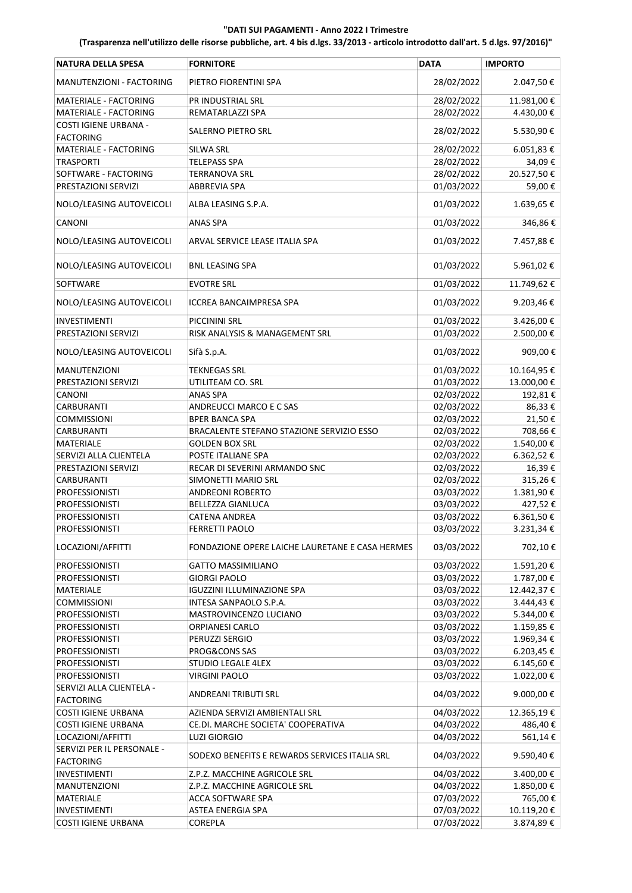**"DATI SUI PAGAMENTI - Anno 2022 I Trimestre**

**(Trasparenza nell'utilizzo delle risorse pubbliche, art. 4 bis d.lgs. 33/2013 - articolo introdotto dall'art. 5 d.lgs. 97/2016)"**

| NATURA DELLA SPESA | FORNITORE | DATA | IMPORTO |
|---|---|---|---|
| MANUTENZIONI - FACTORING | PIETRO FIORENTINI SPA | 28/02/2022 | 2.047,50 € |
| MATERIALE - FACTORING | PR INDUSTRIAL SRL | 28/02/2022 | 11.981,00 € |
| MATERIALE - FACTORING | REMATARLAZZI SPA | 28/02/2022 | 4.430,00 € |
| COSTI IGIENE URBANA - FACTORING | SALERNO PIETRO SRL | 28/02/2022 | 5.530,90 € |
| MATERIALE - FACTORING | SILWA SRL | 28/02/2022 | 6.051,83 € |
| TRASPORTI | TELEPASS SPA | 28/02/2022 | 34,09 € |
| SOFTWARE - FACTORING | TERRANOVA SRL | 28/02/2022 | 20.527,50 € |
| PRESTAZIONI SERVIZI | ABBREVIA SPA | 01/03/2022 | 59,00 € |
| NOLO/LEASING AUTOVEICOLI | ALBA LEASING S.P.A. | 01/03/2022 | 1.639,65 € |
| CANONI | ANAS SPA | 01/03/2022 | 346,86 € |
| NOLO/LEASING AUTOVEICOLI | ARVAL SERVICE LEASE ITALIA SPA | 01/03/2022 | 7.457,88 € |
| NOLO/LEASING AUTOVEICOLI | BNL LEASING SPA | 01/03/2022 | 5.961,02 € |
| SOFTWARE | EVOTRE SRL | 01/03/2022 | 11.749,62 € |
| NOLO/LEASING AUTOVEICOLI | ICCREA BANCAIMPRESA SPA | 01/03/2022 | 9.203,46 € |
| INVESTIMENTI | PICCININI SRL | 01/03/2022 | 3.426,00 € |
| PRESTAZIONI SERVIZI | RISK ANALYSIS & MANAGEMENT SRL | 01/03/2022 | 2.500,00 € |
| NOLO/LEASING AUTOVEICOLI | Sifà S.p.A. | 01/03/2022 | 909,00 € |
| MANUTENZIONI | TEKNEGAS SRL | 01/03/2022 | 10.164,95 € |
| PRESTAZIONI SERVIZI | UTILITEAM CO. SRL | 01/03/2022 | 13.000,00 € |
| CANONI | ANAS SPA | 02/03/2022 | 192,81 € |
| CARBURANTI | ANDREUCCI MARCO E C SAS | 02/03/2022 | 86,33 € |
| COMMISSIONI | BPER BANCA SPA | 02/03/2022 | 21,50 € |
| CARBURANTI | BRACALENTE STEFANO STAZIONE SERVIZIO ESSO | 02/03/2022 | 708,66 € |
| MATERIALE | GOLDEN BOX SRL | 02/03/2022 | 1.540,00 € |
| SERVIZI ALLA CLIENTELA | POSTE ITALIANE SPA | 02/03/2022 | 6.362,52 € |
| PRESTAZIONI SERVIZI | RECAR DI SEVERINI ARMANDO SNC | 02/03/2022 | 16,39 € |
| CARBURANTI | SIMONETTI MARIO SRL | 02/03/2022 | 315,26 € |
| PROFESSIONISTI | ANDREONI ROBERTO | 03/03/2022 | 1.381,90 € |
| PROFESSIONISTI | BELLEZZA GIANLUCA | 03/03/2022 | 427,52 € |
| PROFESSIONISTI | CATENA ANDREA | 03/03/2022 | 6.361,50 € |
| PROFESSIONISTI | FERRETTI PAOLO | 03/03/2022 | 3.231,34 € |
| LOCAZIONI/AFFITTI | FONDAZIONE OPERE LAICHE LAURETANE E CASA HERMES | 03/03/2022 | 702,10 € |
| PROFESSIONISTI | GATTO MASSIMILIANO | 03/03/2022 | 1.591,20 € |
| PROFESSIONISTI | GIORGI PAOLO | 03/03/2022 | 1.787,00 € |
| MATERIALE | IGUZZINI ILLUMINAZIONE SPA | 03/03/2022 | 12.442,37 € |
| COMMISSIONI | INTESA SANPAOLO S.P.A. | 03/03/2022 | 3.444,43 € |
| PROFESSIONISTI | MASTROVINCENZO LUCIANO | 03/03/2022 | 5.344,00 € |
| PROFESSIONISTI | ORPIANESI CARLO | 03/03/2022 | 1.159,85 € |
| PROFESSIONISTI | PERUZZI SERGIO | 03/03/2022 | 1.969,34 € |
| PROFESSIONISTI | PROG&CONS SAS | 03/03/2022 | 6.203,45 € |
| PROFESSIONISTI | STUDIO LEGALE 4LEX | 03/03/2022 | 6.145,60 € |
| PROFESSIONISTI | VIRGINI PAOLO | 03/03/2022 | 1.022,00 € |
| SERVIZI ALLA CLIENTELA - FACTORING | ANDREANI TRIBUTI SRL | 04/03/2022 | 9.000,00 € |
| COSTI IGIENE URBANA | AZIENDA SERVIZI AMBIENTALI SRL | 04/03/2022 | 12.365,19 € |
| COSTI IGIENE URBANA | CE.DI. MARCHE SOCIETA' COOPERATIVA | 04/03/2022 | 486,40 € |
| LOCAZIONI/AFFITTI | LUZI GIORGIO | 04/03/2022 | 561,14 € |
| SERVIZI PER IL PERSONALE - FACTORING | SODEXO BENEFITS E REWARDS SERVICES ITALIA SRL | 04/03/2022 | 9.590,40 € |
| INVESTIMENTI | Z.P.Z. MACCHINE AGRICOLE SRL | 04/03/2022 | 3.400,00 € |
| MANUTENZIONI | Z.P.Z. MACCHINE AGRICOLE SRL | 04/03/2022 | 1.850,00 € |
| MATERIALE | ACCA SOFTWARE SPA | 07/03/2022 | 765,00 € |
| INVESTIMENTI | ASTEA ENERGIA SPA | 07/03/2022 | 10.119,20 € |
| COSTI IGIENE URBANA | COREPLA | 07/03/2022 | 3.874,89 € |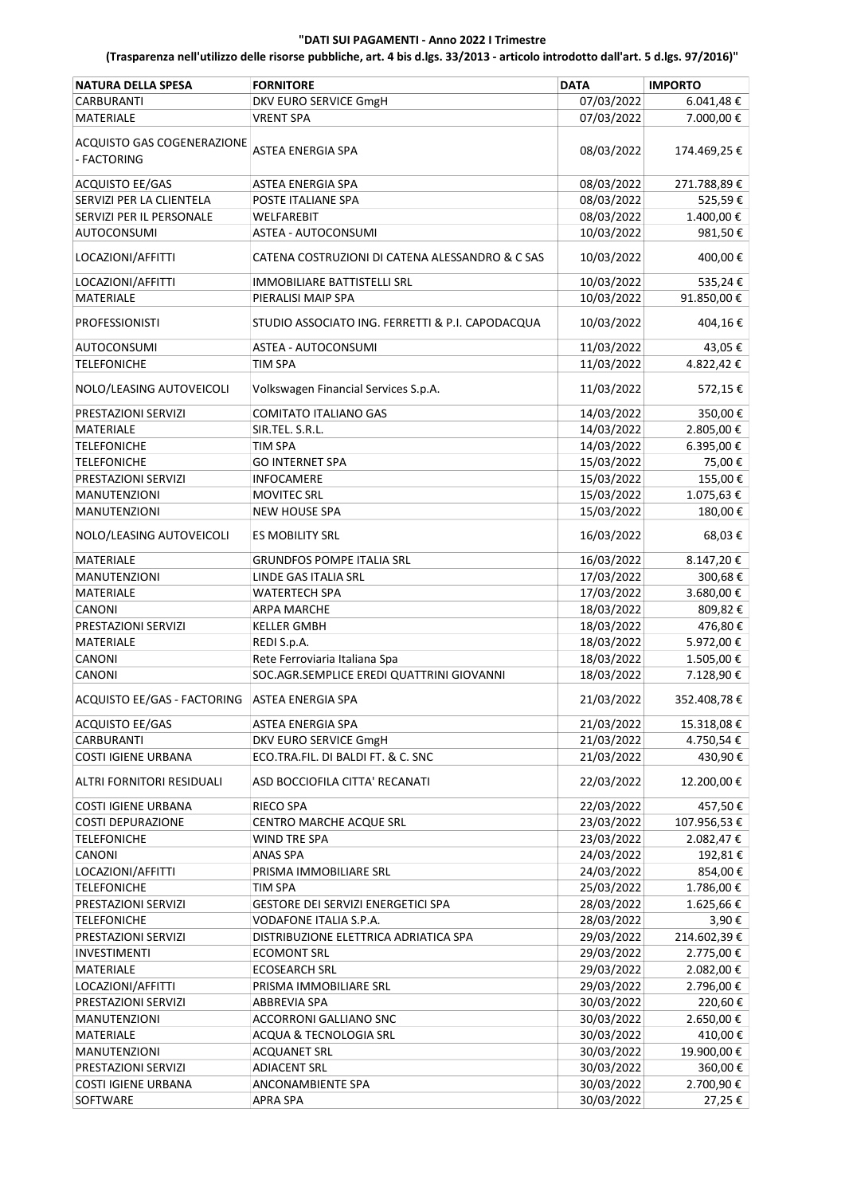**"DATI SUI PAGAMENTI - Anno 2022 I Trimestre**

**(Trasparenza nell'utilizzo delle risorse pubbliche, art. 4 bis d.lgs. 33/2013 - articolo introdotto dall'art. 5 d.lgs. 97/2016)"**

| NATURA DELLA SPESA | FORNITORE | DATA | IMPORTO |
|---|---|---|---|
| CARBURANTI | DKV EURO SERVICE GmgH | 07/03/2022 | 6.041,48 € |
| MATERIALE | VRENT SPA | 07/03/2022 | 7.000,00 € |
| ACQUISTO GAS COGENERAZIONE - FACTORING | ASTEA ENERGIA SPA | 08/03/2022 | 174.469,25 € |
| ACQUISTO EE/GAS | ASTEA ENERGIA SPA | 08/03/2022 | 271.788,89 € |
| SERVIZI PER LA CLIENTELA | POSTE ITALIANE SPA | 08/03/2022 | 525,59 € |
| SERVIZI PER IL PERSONALE | WELFAREBIT | 08/03/2022 | 1.400,00 € |
| AUTOCONSUMI | ASTEA - AUTOCONSUMI | 10/03/2022 | 981,50 € |
| LOCAZIONI/AFFITTI | CATENA COSTRUZIONI DI CATENA ALESSANDRO & C SAS | 10/03/2022 | 400,00 € |
| LOCAZIONI/AFFITTI | IMMOBILIARE BATTISTELLI SRL | 10/03/2022 | 535,24 € |
| MATERIALE | PIERALISI MAIP SPA | 10/03/2022 | 91.850,00 € |
| PROFESSIONISTI | STUDIO ASSOCIATO ING. FERRETTI & P.I. CAPODACQUA | 10/03/2022 | 404,16 € |
| AUTOCONSUMI | ASTEA - AUTOCONSUMI | 11/03/2022 | 43,05 € |
| TELEFONICHE | TIM SPA | 11/03/2022 | 4.822,42 € |
| NOLO/LEASING AUTOVEICOLI | Volkswagen Financial Services S.p.A. | 11/03/2022 | 572,15 € |
| PRESTAZIONI SERVIZI | COMITATO ITALIANO GAS | 14/03/2022 | 350,00 € |
| MATERIALE | SIR.TEL. S.R.L. | 14/03/2022 | 2.805,00 € |
| TELEFONICHE | TIM SPA | 14/03/2022 | 6.395,00 € |
| TELEFONICHE | GO INTERNET SPA | 15/03/2022 | 75,00 € |
| PRESTAZIONI SERVIZI | INFOCAMERE | 15/03/2022 | 155,00 € |
| MANUTENZIONI | MOVITEC SRL | 15/03/2022 | 1.075,63 € |
| MANUTENZIONI | NEW HOUSE SPA | 15/03/2022 | 180,00 € |
| NOLO/LEASING AUTOVEICOLI | ES MOBILITY SRL | 16/03/2022 | 68,03 € |
| MATERIALE | GRUNDFOS POMPE ITALIA SRL | 16/03/2022 | 8.147,20 € |
| MANUTENZIONI | LINDE GAS ITALIA SRL | 17/03/2022 | 300,68 € |
| MATERIALE | WATERTECH SPA | 17/03/2022 | 3.680,00 € |
| CANONI | ARPA MARCHE | 18/03/2022 | 809,82 € |
| PRESTAZIONI SERVIZI | KELLER GMBH | 18/03/2022 | 476,80 € |
| MATERIALE | REDI S.p.A. | 18/03/2022 | 5.972,00 € |
| CANONI | Rete Ferroviaria Italiana Spa | 18/03/2022 | 1.505,00 € |
| CANONI | SOC.AGR.SEMPLICE EREDI QUATTRINI GIOVANNI | 18/03/2022 | 7.128,90 € |
| ACQUISTO EE/GAS - FACTORING | ASTEA ENERGIA SPA | 21/03/2022 | 352.408,78 € |
| ACQUISTO EE/GAS | ASTEA ENERGIA SPA | 21/03/2022 | 15.318,08 € |
| CARBURANTI | DKV EURO SERVICE GmgH | 21/03/2022 | 4.750,54 € |
| COSTI IGIENE URBANA | ECO.TRA.FIL. DI BALDI FT. & C. SNC | 21/03/2022 | 430,90 € |
| ALTRI FORNITORI RESIDUALI | ASD BOCCIOFILA CITTA' RECANATI | 22/03/2022 | 12.200,00 € |
| COSTI IGIENE URBANA | RIECO SPA | 22/03/2022 | 457,50 € |
| COSTI DEPURAZIONE | CENTRO MARCHE ACQUE SRL | 23/03/2022 | 107.956,53 € |
| TELEFONICHE | WIND TRE SPA | 23/03/2022 | 2.082,47 € |
| CANONI | ANAS SPA | 24/03/2022 | 192,81 € |
| LOCAZIONI/AFFITTI | PRISMA IMMOBILIARE SRL | 24/03/2022 | 854,00 € |
| TELEFONICHE | TIM SPA | 25/03/2022 | 1.786,00 € |
| PRESTAZIONI SERVIZI | GESTORE DEI SERVIZI ENERGETICI SPA | 28/03/2022 | 1.625,66 € |
| TELEFONICHE | VODAFONE ITALIA S.P.A. | 28/03/2022 | 3,90 € |
| PRESTAZIONI SERVIZI | DISTRIBUZIONE ELETTRICA ADRIATICA SPA | 29/03/2022 | 214.602,39 € |
| INVESTIMENTI | ECOMONT SRL | 29/03/2022 | 2.775,00 € |
| MATERIALE | ECOSEARCH SRL | 29/03/2022 | 2.082,00 € |
| LOCAZIONI/AFFITTI | PRISMA IMMOBILIARE SRL | 29/03/2022 | 2.796,00 € |
| PRESTAZIONI SERVIZI | ABBREVIA SPA | 30/03/2022 | 220,60 € |
| MANUTENZIONI | ACCORRONI GALLIANO SNC | 30/03/2022 | 2.650,00 € |
| MATERIALE | ACQUA & TECNOLOGIA SRL | 30/03/2022 | 410,00 € |
| MANUTENZIONI | ACQUANET SRL | 30/03/2022 | 19.900,00 € |
| PRESTAZIONI SERVIZI | ADIACENT SRL | 30/03/2022 | 360,00 € |
| COSTI IGIENE URBANA | ANCONAMBIENTE SPA | 30/03/2022 | 2.700,90 € |
| SOFTWARE | APRA SPA | 30/03/2022 | 27,25 € |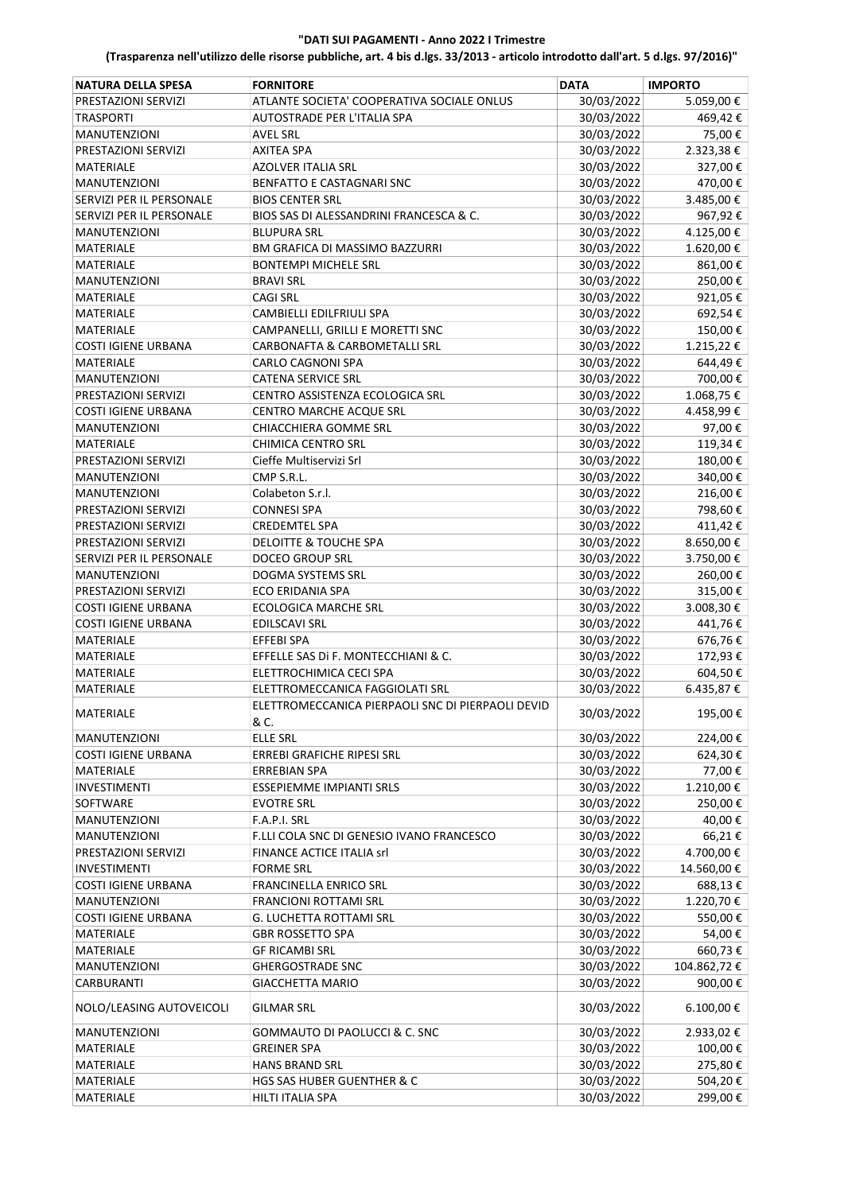**"DATI SUI PAGAMENTI - Anno 2022 I Trimestre**

**(Trasparenza nell'utilizzo delle risorse pubbliche, art. 4 bis d.lgs. 33/2013 - articolo introdotto dall'art. 5 d.lgs. 97/2016)"**

| NATURA DELLA SPESA | FORNITORE | DATA | IMPORTO |
|---|---|---|---|
| PRESTAZIONI SERVIZI | ATLANTE SOCIETA' COOPERATIVA SOCIALE ONLUS | 30/03/2022 | 5.059,00 € |
| TRASPORTI | AUTOSTRADE PER L'ITALIA SPA | 30/03/2022 | 469,42 € |
| MANUTENZIONI | AVEL SRL | 30/03/2022 | 75,00 € |
| PRESTAZIONI SERVIZI | AXITEA SPA | 30/03/2022 | 2.323,38 € |
| MATERIALE | AZOLVER ITALIA SRL | 30/03/2022 | 327,00 € |
| MANUTENZIONI | BENFATTO E CASTAGNARI SNC | 30/03/2022 | 470,00 € |
| SERVIZI PER IL PERSONALE | BIOS CENTER SRL | 30/03/2022 | 3.485,00 € |
| SERVIZI PER IL PERSONALE | BIOS SAS DI ALESSANDRINI FRANCESCA & C. | 30/03/2022 | 967,92 € |
| MANUTENZIONI | BLUPURA SRL | 30/03/2022 | 4.125,00 € |
| MATERIALE | BM GRAFICA DI MASSIMO BAZZURRI | 30/03/2022 | 1.620,00 € |
| MATERIALE | BONTEMPI MICHELE SRL | 30/03/2022 | 861,00 € |
| MANUTENZIONI | BRAVI SRL | 30/03/2022 | 250,00 € |
| MATERIALE | CAGI SRL | 30/03/2022 | 921,05 € |
| MATERIALE | CAMBIELLI EDILFRIULI SPA | 30/03/2022 | 692,54 € |
| MATERIALE | CAMPANELLI, GRILLI E MORETTI SNC | 30/03/2022 | 150,00 € |
| COSTI IGIENE URBANA | CARBONAFTA & CARBOMETALLI SRL | 30/03/2022 | 1.215,22 € |
| MATERIALE | CARLO CAGNONI SPA | 30/03/2022 | 644,49 € |
| MANUTENZIONI | CATENA SERVICE SRL | 30/03/2022 | 700,00 € |
| PRESTAZIONI SERVIZI | CENTRO ASSISTENZA ECOLOGICA SRL | 30/03/2022 | 1.068,75 € |
| COSTI IGIENE URBANA | CENTRO MARCHE ACQUE SRL | 30/03/2022 | 4.458,99 € |
| MANUTENZIONI | CHIACCHIERA GOMME SRL | 30/03/2022 | 97,00 € |
| MATERIALE | CHIMICA CENTRO SRL | 30/03/2022 | 119,34 € |
| PRESTAZIONI SERVIZI | Cieffe Multiservizi Srl | 30/03/2022 | 180,00 € |
| MANUTENZIONI | CMP S.R.L. | 30/03/2022 | 340,00 € |
| MANUTENZIONI | Colabeton S.r.l. | 30/03/2022 | 216,00 € |
| PRESTAZIONI SERVIZI | CONNESI SPA | 30/03/2022 | 798,60 € |
| PRESTAZIONI SERVIZI | CREDEMTEL SPA | 30/03/2022 | 411,42 € |
| PRESTAZIONI SERVIZI | DELOITTE & TOUCHE SPA | 30/03/2022 | 8.650,00 € |
| SERVIZI PER IL PERSONALE | DOCEO GROUP SRL | 30/03/2022 | 3.750,00 € |
| MANUTENZIONI | DOGMA SYSTEMS SRL | 30/03/2022 | 260,00 € |
| PRESTAZIONI SERVIZI | ECO ERIDANIA SPA | 30/03/2022 | 315,00 € |
| COSTI IGIENE URBANA | ECOLOGICA MARCHE SRL | 30/03/2022 | 3.008,30 € |
| COSTI IGIENE URBANA | EDILSCAVI SRL | 30/03/2022 | 441,76 € |
| MATERIALE | EFFEBI SPA | 30/03/2022 | 676,76 € |
| MATERIALE | EFFELLE SAS Di F. MONTECCHIANI & C. | 30/03/2022 | 172,93 € |
| MATERIALE | ELETTROCHIMICA CECI SPA | 30/03/2022 | 604,50 € |
| MATERIALE | ELETTROMECCANICA FAGGIOLATI SRL | 30/03/2022 | 6.435,87 € |
| MATERIALE | ELETTROMECCANICA PIERPAOLI SNC DI PIERPAOLI DEVID & C. | 30/03/2022 | 195,00 € |
| MANUTENZIONI | ELLE SRL | 30/03/2022 | 224,00 € |
| COSTI IGIENE URBANA | ERREBI GRAFICHE RIPESI SRL | 30/03/2022 | 624,30 € |
| MATERIALE | ERREBIAN SPA | 30/03/2022 | 77,00 € |
| INVESTIMENTI | ESSEPIEMME IMPIANTI SRLS | 30/03/2022 | 1.210,00 € |
| SOFTWARE | EVOTRE SRL | 30/03/2022 | 250,00 € |
| MANUTENZIONI | F.A.P.I. SRL | 30/03/2022 | 40,00 € |
| MANUTENZIONI | F.LLI COLA SNC DI GENESIO IVANO FRANCESCO | 30/03/2022 | 66,21 € |
| PRESTAZIONI SERVIZI | FINANCE ACTICE ITALIA srl | 30/03/2022 | 4.700,00 € |
| INVESTIMENTI | FORME SRL | 30/03/2022 | 14.560,00 € |
| COSTI IGIENE URBANA | FRANCINELLA ENRICO SRL | 30/03/2022 | 688,13 € |
| MANUTENZIONI | FRANCIONI ROTTAMI SRL | 30/03/2022 | 1.220,70 € |
| COSTI IGIENE URBANA | G. LUCHETTA ROTTAMI SRL | 30/03/2022 | 550,00 € |
| MATERIALE | GBR ROSSETTO SPA | 30/03/2022 | 54,00 € |
| MATERIALE | GF RICAMBI SRL | 30/03/2022 | 660,73 € |
| MANUTENZIONI | GHERGOSTRADE SNC | 30/03/2022 | 104.862,72 € |
| CARBURANTI | GIACCHETTA MARIO | 30/03/2022 | 900,00 € |
| NOLO/LEASING AUTOVEICOLI | GILMAR SRL | 30/03/2022 | 6.100,00 € |
| MANUTENZIONI | GOMMAUTO DI PAOLUCCI & C. SNC | 30/03/2022 | 2.933,02 € |
| MATERIALE | GREINER SPA | 30/03/2022 | 100,00 € |
| MATERIALE | HANS BRAND SRL | 30/03/2022 | 275,80 € |
| MATERIALE | HGS SAS HUBER GUENTHER & C | 30/03/2022 | 504,20 € |
| MATERIALE | HILTI ITALIA SPA | 30/03/2022 | 299,00 € |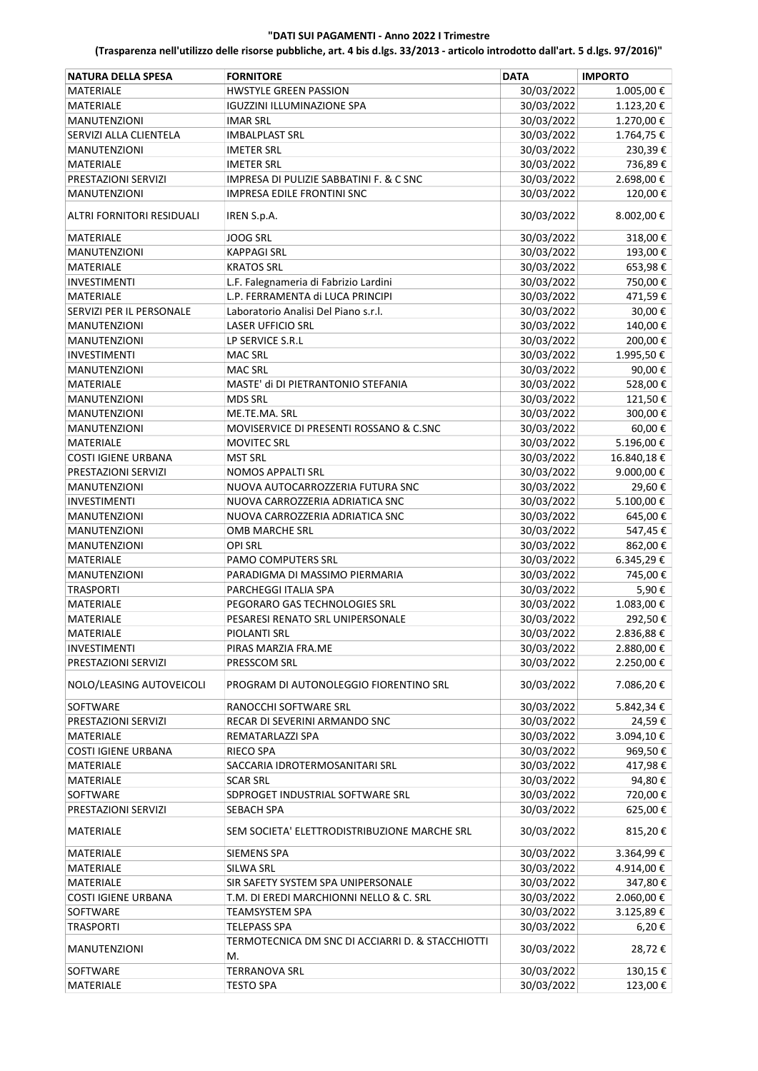**"DATI SUI PAGAMENTI - Anno 2022 I Trimestre**

**(Trasparenza nell'utilizzo delle risorse pubbliche, art. 4 bis d.lgs. 33/2013 - articolo introdotto dall'art. 5 d.lgs. 97/2016)"**

| NATURA DELLA SPESA | FORNITORE | DATA | IMPORTO |
|---|---|---|---|
| MATERIALE | HWSTYLE GREEN PASSION | 30/03/2022 | 1.005,00 € |
| MATERIALE | IGUZZINI ILLUMINAZIONE SPA | 30/03/2022 | 1.123,20 € |
| MANUTENZIONI | IMAR SRL | 30/03/2022 | 1.270,00 € |
| SERVIZI ALLA CLIENTELA | IMBALPLAST SRL | 30/03/2022 | 1.764,75 € |
| MANUTENZIONI | IMETER SRL | 30/03/2022 | 230,39 € |
| MATERIALE | IMETER SRL | 30/03/2022 | 736,89 € |
| PRESTAZIONI SERVIZI | IMPRESA DI PULIZIE SABBATINI F. & C SNC | 30/03/2022 | 2.698,00 € |
| MANUTENZIONI | IMPRESA EDILE FRONTINI SNC | 30/03/2022 | 120,00 € |
| ALTRI FORNITORI RESIDUALI | IREN S.p.A. | 30/03/2022 | 8.002,00 € |
| MATERIALE | JOOG SRL | 30/03/2022 | 318,00 € |
| MANUTENZIONI | KAPPAGI SRL | 30/03/2022 | 193,00 € |
| MATERIALE | KRATOS SRL | 30/03/2022 | 653,98 € |
| INVESTIMENTI | L.F. Falegnameria di Fabrizio Lardini | 30/03/2022 | 750,00 € |
| MATERIALE | L.P. FERRAMENTA di LUCA PRINCIPI | 30/03/2022 | 471,59 € |
| SERVIZI PER IL PERSONALE | Laboratorio Analisi Del Piano s.r.l. | 30/03/2022 | 30,00 € |
| MANUTENZIONI | LASER UFFICIO SRL | 30/03/2022 | 140,00 € |
| MANUTENZIONI | LP SERVICE S.R.L | 30/03/2022 | 200,00 € |
| INVESTIMENTI | MAC SRL | 30/03/2022 | 1.995,50 € |
| MANUTENZIONI | MAC SRL | 30/03/2022 | 90,00 € |
| MATERIALE | MASTE' di DI PIETRANTONIO STEFANIA | 30/03/2022 | 528,00 € |
| MANUTENZIONI | MDS SRL | 30/03/2022 | 121,50 € |
| MANUTENZIONI | ME.TE.MA. SRL | 30/03/2022 | 300,00 € |
| MANUTENZIONI | MOVISERVICE DI PRESENTI ROSSANO & C.SNC | 30/03/2022 | 60,00 € |
| MATERIALE | MOVITEC SRL | 30/03/2022 | 5.196,00 € |
| COSTI IGIENE URBANA | MST SRL | 30/03/2022 | 16.840,18 € |
| PRESTAZIONI SERVIZI | NOMOS APPALTI SRL | 30/03/2022 | 9.000,00 € |
| MANUTENZIONI | NUOVA AUTOCARROZZERIA FUTURA SNC | 30/03/2022 | 29,60 € |
| INVESTIMENTI | NUOVA CARROZZERIA ADRIATICA SNC | 30/03/2022 | 5.100,00 € |
| MANUTENZIONI | NUOVA CARROZZERIA ADRIATICA SNC | 30/03/2022 | 645,00 € |
| MANUTENZIONI | OMB MARCHE SRL | 30/03/2022 | 547,45 € |
| MANUTENZIONI | OPI SRL | 30/03/2022 | 862,00 € |
| MATERIALE | PAMO COMPUTERS SRL | 30/03/2022 | 6.345,29 € |
| MANUTENZIONI | PARADIGMA DI MASSIMO PIERMARIA | 30/03/2022 | 745,00 € |
| TRASPORTI | PARCHEGGI ITALIA SPA | 30/03/2022 | 5,90 € |
| MATERIALE | PEGORARO GAS TECHNOLOGIES SRL | 30/03/2022 | 1.083,00 € |
| MATERIALE | PESARESI RENATO SRL UNIPERSONALE | 30/03/2022 | 292,50 € |
| MATERIALE | PIOLANTI SRL | 30/03/2022 | 2.836,88 € |
| INVESTIMENTI | PIRAS MARZIA FRA.ME | 30/03/2022 | 2.880,00 € |
| PRESTAZIONI SERVIZI | PRESSCOM SRL | 30/03/2022 | 2.250,00 € |
| NOLO/LEASING AUTOVEICOLI | PROGRAM DI AUTONOLEGGIO FIORENTINO SRL | 30/03/2022 | 7.086,20 € |
| SOFTWARE | RANOCCHI SOFTWARE SRL | 30/03/2022 | 5.842,34 € |
| PRESTAZIONI SERVIZI | RECAR DI SEVERINI ARMANDO SNC | 30/03/2022 | 24,59 € |
| MATERIALE | REMATARLAZZI SPA | 30/03/2022 | 3.094,10 € |
| COSTI IGIENE URBANA | RIECO SPA | 30/03/2022 | 969,50 € |
| MATERIALE | SACCARIA IDROTERMOSANITARI SRL | 30/03/2022 | 417,98 € |
| MATERIALE | SCAR SRL | 30/03/2022 | 94,80 € |
| SOFTWARE | SDPROGET INDUSTRIAL SOFTWARE SRL | 30/03/2022 | 720,00 € |
| PRESTAZIONI SERVIZI | SEBACH SPA | 30/03/2022 | 625,00 € |
| MATERIALE | SEM SOCIETA' ELETTRODISTRIBUZIONE MARCHE SRL | 30/03/2022 | 815,20 € |
| MATERIALE | SIEMENS SPA | 30/03/2022 | 3.364,99 € |
| MATERIALE | SILWA SRL | 30/03/2022 | 4.914,00 € |
| MATERIALE | SIR SAFETY SYSTEM SPA UNIPERSONALE | 30/03/2022 | 347,80 € |
| COSTI IGIENE URBANA | T.M. DI EREDI MARCHIONNI NELLO & C. SRL | 30/03/2022 | 2.060,00 € |
| SOFTWARE | TEAMSYSTEM SPA | 30/03/2022 | 3.125,89 € |
| TRASPORTI | TELEPASS SPA | 30/03/2022 | 6,20 € |
| MANUTENZIONI | TERMOTECNICA DM SNC DI ACCIARRI D. & STACCHIOTTI M. | 30/03/2022 | 28,72 € |
| SOFTWARE | TERRANOVA SRL | 30/03/2022 | 130,15 € |
| MATERIALE | TESTO SPA | 30/03/2022 | 123,00 € |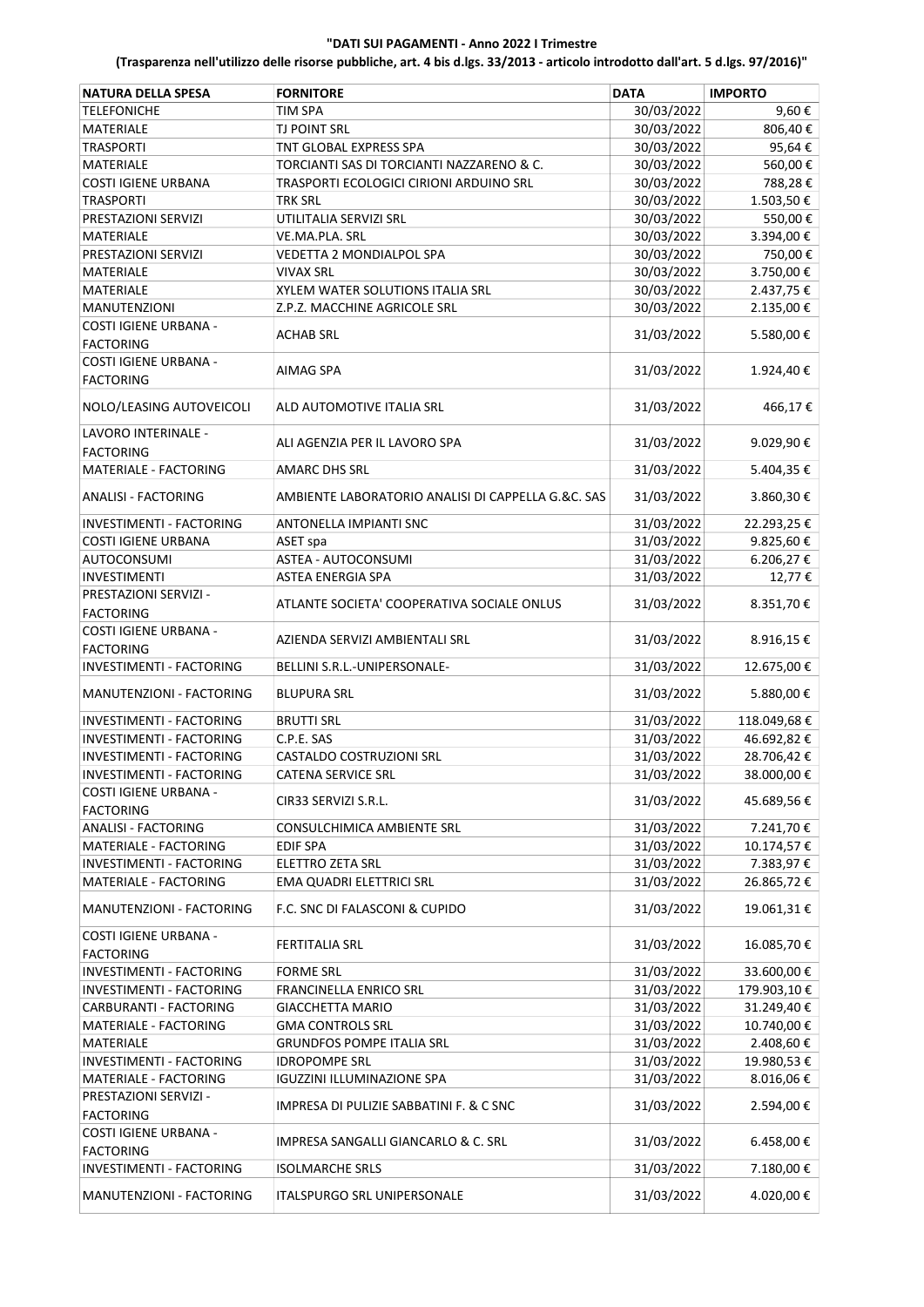**"DATI SUI PAGAMENTI - Anno 2022 I Trimestre**

**(Trasparenza nell'utilizzo delle risorse pubbliche, art. 4 bis d.lgs. 33/2013 - articolo introdotto dall'art. 5 d.lgs. 97/2016)"**

| NATURA DELLA SPESA | FORNITORE | DATA | IMPORTO |
|---|---|---|---|
| TELEFONICHE | TIM SPA | 30/03/2022 | 9,60 € |
| MATERIALE | TJ POINT SRL | 30/03/2022 | 806,40 € |
| TRASPORTI | TNT GLOBAL EXPRESS SPA | 30/03/2022 | 95,64 € |
| MATERIALE | TORCIANTI SAS DI TORCIANTI NAZZARENO & C. | 30/03/2022 | 560,00 € |
| COSTI IGIENE URBANA | TRASPORTI ECOLOGICI CIRIONI ARDUINO SRL | 30/03/2022 | 788,28 € |
| TRASPORTI | TRK SRL | 30/03/2022 | 1.503,50 € |
| PRESTAZIONI SERVIZI | UTILITALIA SERVIZI SRL | 30/03/2022 | 550,00 € |
| MATERIALE | VE.MA.PLA. SRL | 30/03/2022 | 3.394,00 € |
| PRESTAZIONI SERVIZI | VEDETTA 2 MONDIALPOL SPA | 30/03/2022 | 750,00 € |
| MATERIALE | VIVAX SRL | 30/03/2022 | 3.750,00 € |
| MATERIALE | XYLEM WATER SOLUTIONS ITALIA SRL | 30/03/2022 | 2.437,75 € |
| MANUTENZIONI | Z.P.Z. MACCHINE AGRICOLE SRL | 30/03/2022 | 2.135,00 € |
| COSTI IGIENE URBANA - FACTORING | ACHAB SRL | 31/03/2022 | 5.580,00 € |
| COSTI IGIENE URBANA - FACTORING | AIMAG SPA | 31/03/2022 | 1.924,40 € |
| NOLO/LEASING AUTOVEICOLI | ALD AUTOMOTIVE ITALIA SRL | 31/03/2022 | 466,17 € |
| LAVORO INTERINALE - FACTORING | ALI AGENZIA PER IL LAVORO SPA | 31/03/2022 | 9.029,90 € |
| MATERIALE - FACTORING | AMARC DHS SRL | 31/03/2022 | 5.404,35 € |
| ANALISI - FACTORING | AMBIENTE LABORATORIO ANALISI DI CAPPELLA G.&C. SAS | 31/03/2022 | 3.860,30 € |
| INVESTIMENTI - FACTORING | ANTONELLA IMPIANTI SNC | 31/03/2022 | 22.293,25 € |
| COSTI IGIENE URBANA | ASET spa | 31/03/2022 | 9.825,60 € |
| AUTOCONSUMI | ASTEA - AUTOCONSUMI | 31/03/2022 | 6.206,27 € |
| INVESTIMENTI | ASTEA ENERGIA SPA | 31/03/2022 | 12,77 € |
| PRESTAZIONI SERVIZI - FACTORING | ATLANTE SOCIETA' COOPERATIVA SOCIALE ONLUS | 31/03/2022 | 8.351,70 € |
| COSTI IGIENE URBANA - FACTORING | AZIENDA SERVIZI AMBIENTALI SRL | 31/03/2022 | 8.916,15 € |
| INVESTIMENTI - FACTORING | BELLINI S.R.L.-UNIPERSONALE- | 31/03/2022 | 12.675,00 € |
| MANUTENZIONI - FACTORING | BLUPURA SRL | 31/03/2022 | 5.880,00 € |
| INVESTIMENTI - FACTORING | BRUTTI SRL | 31/03/2022 | 118.049,68 € |
| INVESTIMENTI - FACTORING | C.P.E. SAS | 31/03/2022 | 46.692,82 € |
| INVESTIMENTI - FACTORING | CASTALDO COSTRUZIONI SRL | 31/03/2022 | 28.706,42 € |
| INVESTIMENTI - FACTORING | CATENA SERVICE SRL | 31/03/2022 | 38.000,00 € |
| COSTI IGIENE URBANA - FACTORING | CIR33 SERVIZI S.R.L. | 31/03/2022 | 45.689,56 € |
| ANALISI - FACTORING | CONSULCHIMICA AMBIENTE SRL | 31/03/2022 | 7.241,70 € |
| MATERIALE - FACTORING | EDIF SPA | 31/03/2022 | 10.174,57 € |
| INVESTIMENTI - FACTORING | ELETTRO ZETA SRL | 31/03/2022 | 7.383,97 € |
| MATERIALE - FACTORING | EMA QUADRI ELETTRICI SRL | 31/03/2022 | 26.865,72 € |
| MANUTENZIONI - FACTORING | F.C. SNC DI FALASCONI & CUPIDO | 31/03/2022 | 19.061,31 € |
| COSTI IGIENE URBANA - FACTORING | FERTITALIA SRL | 31/03/2022 | 16.085,70 € |
| INVESTIMENTI - FACTORING | FORME SRL | 31/03/2022 | 33.600,00 € |
| INVESTIMENTI - FACTORING | FRANCINELLA ENRICO SRL | 31/03/2022 | 179.903,10 € |
| CARBURANTI - FACTORING | GIACCHETTA MARIO | 31/03/2022 | 31.249,40 € |
| MATERIALE - FACTORING | GMA CONTROLS SRL | 31/03/2022 | 10.740,00 € |
| MATERIALE | GRUNDFOS POMPE ITALIA SRL | 31/03/2022 | 2.408,60 € |
| INVESTIMENTI - FACTORING | IDROPOMPE SRL | 31/03/2022 | 19.980,53 € |
| MATERIALE - FACTORING | IGUZZINI ILLUMINAZIONE SPA | 31/03/2022 | 8.016,06 € |
| PRESTAZIONI SERVIZI - FACTORING | IMPRESA DI PULIZIE SABBATINI F. & C SNC | 31/03/2022 | 2.594,00 € |
| COSTI IGIENE URBANA - FACTORING | IMPRESA SANGALLI GIANCARLO & C. SRL | 31/03/2022 | 6.458,00 € |
| INVESTIMENTI - FACTORING | ISOLMARCHE SRLS | 31/03/2022 | 7.180,00 € |
| MANUTENZIONI - FACTORING | ITALSPURGO SRL UNIPERSONALE | 31/03/2022 | 4.020,00 € |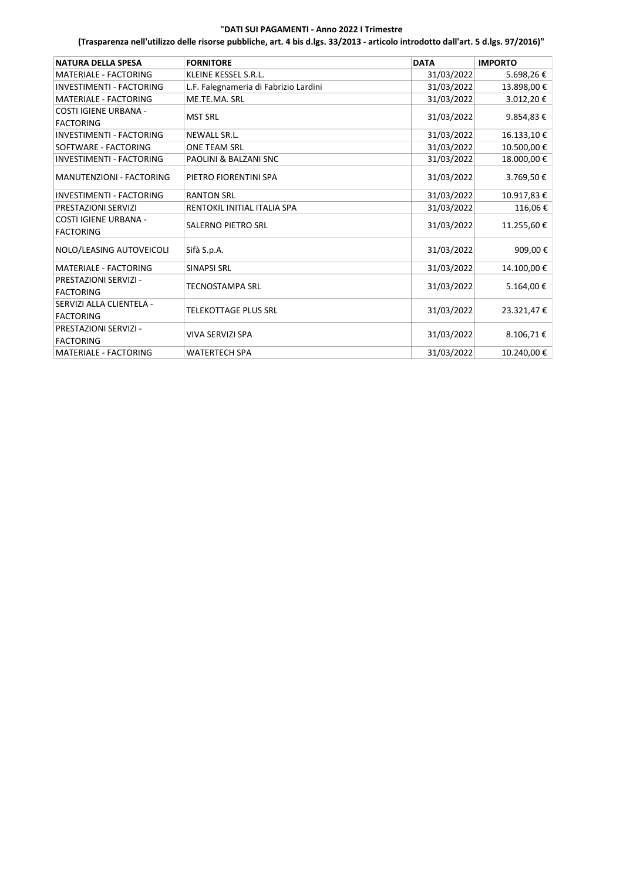**"DATI SUI PAGAMENTI - Anno 2022 I Trimestre**

**(Trasparenza nell'utilizzo delle risorse pubbliche, art. 4 bis d.lgs. 33/2013 - articolo introdotto dall'art. 5 d.lgs. 97/2016)"**

| NATURA DELLA SPESA | FORNITORE | DATA | IMPORTO |
|---|---|---|---|
| MATERIALE - FACTORING | KLEINE KESSEL S.R.L. | 31/03/2022 | 5.698,26 € |
| INVESTIMENTI - FACTORING | L.F. Falegnameria di Fabrizio Lardini | 31/03/2022 | 13.898,00 € |
| MATERIALE - FACTORING | ME.TE.MA. SRL | 31/03/2022 | 3.012,20 € |
| COSTI IGIENE URBANA - FACTORING | MST SRL | 31/03/2022 | 9.854,83 € |
| INVESTIMENTI - FACTORING | NEWALL SR.L. | 31/03/2022 | 16.133,10 € |
| SOFTWARE - FACTORING | ONE TEAM SRL | 31/03/2022 | 10.500,00 € |
| INVESTIMENTI - FACTORING | PAOLINI & BALZANI SNC | 31/03/2022 | 18.000,00 € |
| MANUTENZIONI - FACTORING | PIETRO FIORENTINI SPA | 31/03/2022 | 3.769,50 € |
| INVESTIMENTI - FACTORING | RANTON SRL | 31/03/2022 | 10.917,83 € |
| PRESTAZIONI SERVIZI | RENTOKIL INITIAL ITALIA SPA | 31/03/2022 | 116,06 € |
| COSTI IGIENE URBANA - FACTORING | SALERNO PIETRO SRL | 31/03/2022 | 11.255,60 € |
| NOLO/LEASING AUTOVEICOLI | Sifà S.p.A. | 31/03/2022 | 909,00 € |
| MATERIALE - FACTORING | SINAPSI SRL | 31/03/2022 | 14.100,00 € |
| PRESTAZIONI SERVIZI - FACTORING | TECNOSTAMPA SRL | 31/03/2022 | 5.164,00 € |
| SERVIZI ALLA CLIENTELA - FACTORING | TELEKOTTAGE PLUS SRL | 31/03/2022 | 23.321,47 € |
| PRESTAZIONI SERVIZI - FACTORING | VIVA SERVIZI SPA | 31/03/2022 | 8.106,71 € |
| MATERIALE - FACTORING | WATERTECH SPA | 31/03/2022 | 10.240,00 € |